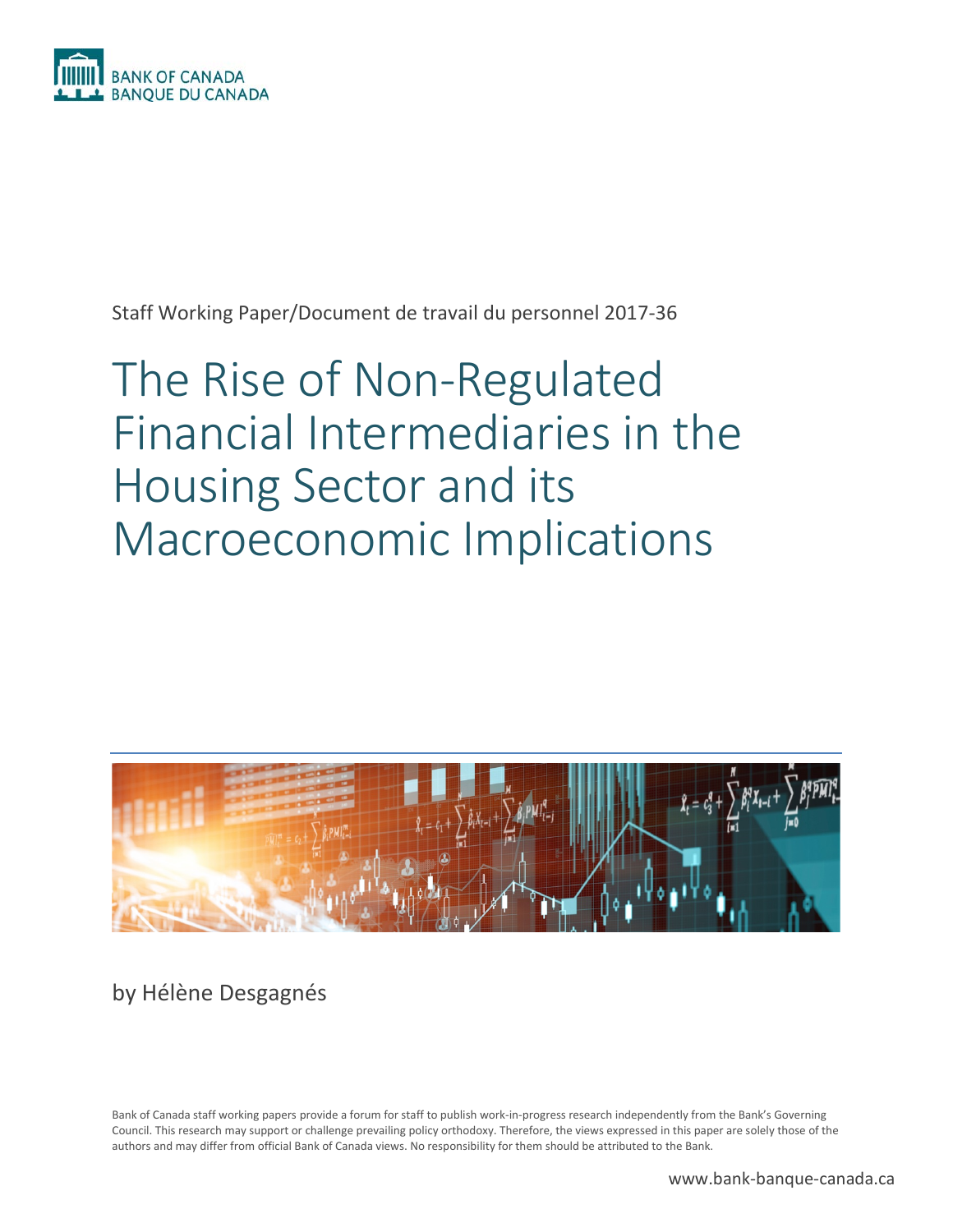BANK OF CANADA
BANQUE DU CANADA

Staff Working Paper/Document de travail du personnel 2017-36

# The Rise of Non-Regulated Financial Intermediaries in the Housing Sector and its Macroeconomic Implications

by Hélène Desgagnés

Bank of Canada staff working papers provide a forum for staff to publish work-in-progress research independently from the Bank's Governing Council. This research may support or challenge prevailing policy orthodoxy. Therefore, the views expressed in this paper are solely those of the authors and may differ from official Bank of Canada views. No responsibility for them should be attributed to the Bank.

www.bank-banque-canada.ca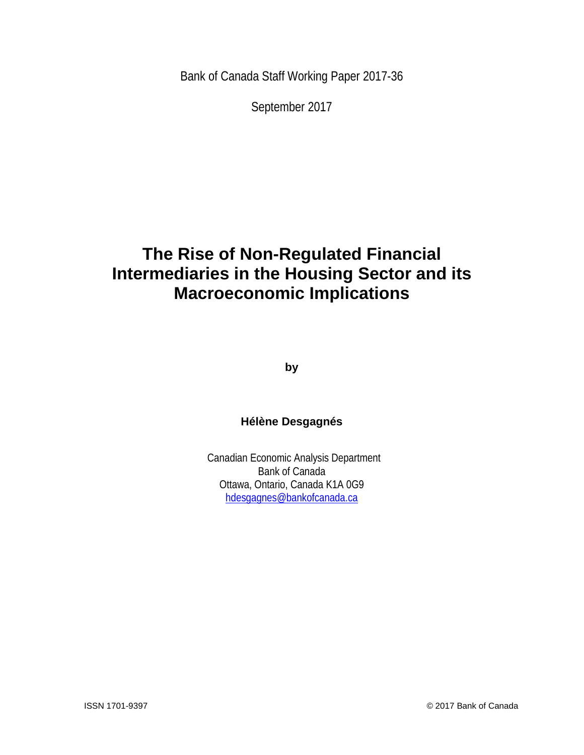Bank of Canada Staff Working Paper 2017-36

September 2017

# The Rise of Non-Regulated Financial Intermediaries in the Housing Sector and its Macroeconomic Implications

**by**

**Hélène Desgagnés**

Canadian Economic Analysis Department
Bank of Canada
Ottawa, Ontario, Canada K1A 0G9
hdesgagnes@bankofcanada.ca

ISSN 1701-9397

© 2017 Bank of Canada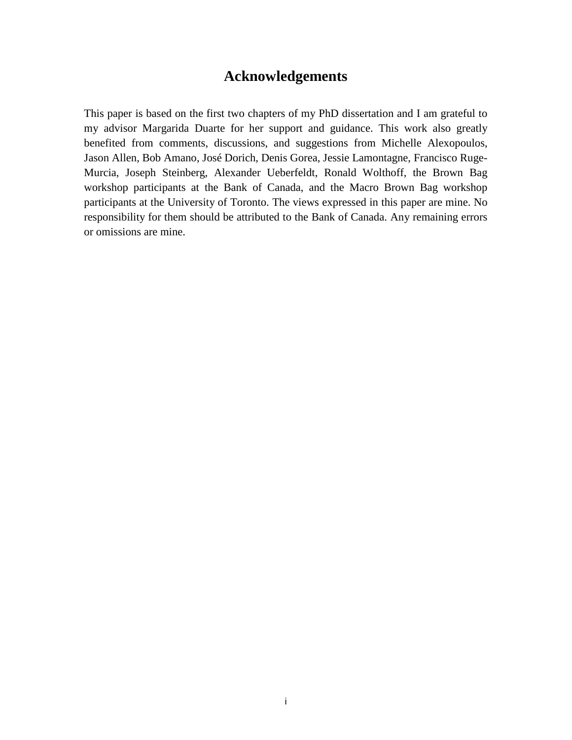# Acknowledgements

This paper is based on the first two chapters of my PhD dissertation and I am grateful to my advisor Margarida Duarte for her support and guidance. This work also greatly benefited from comments, discussions, and suggestions from Michelle Alexopoulos, Jason Allen, Bob Amano, José Dorich, Denis Gorea, Jessie Lamontagne, Francisco Ruge-Murcia, Joseph Steinberg, Alexander Ueberfeldt, Ronald Wolthoff, the Brown Bag workshop participants at the Bank of Canada, and the Macro Brown Bag workshop participants at the University of Toronto. The views expressed in this paper are mine. No responsibility for them should be attributed to the Bank of Canada. Any remaining errors or omissions are mine.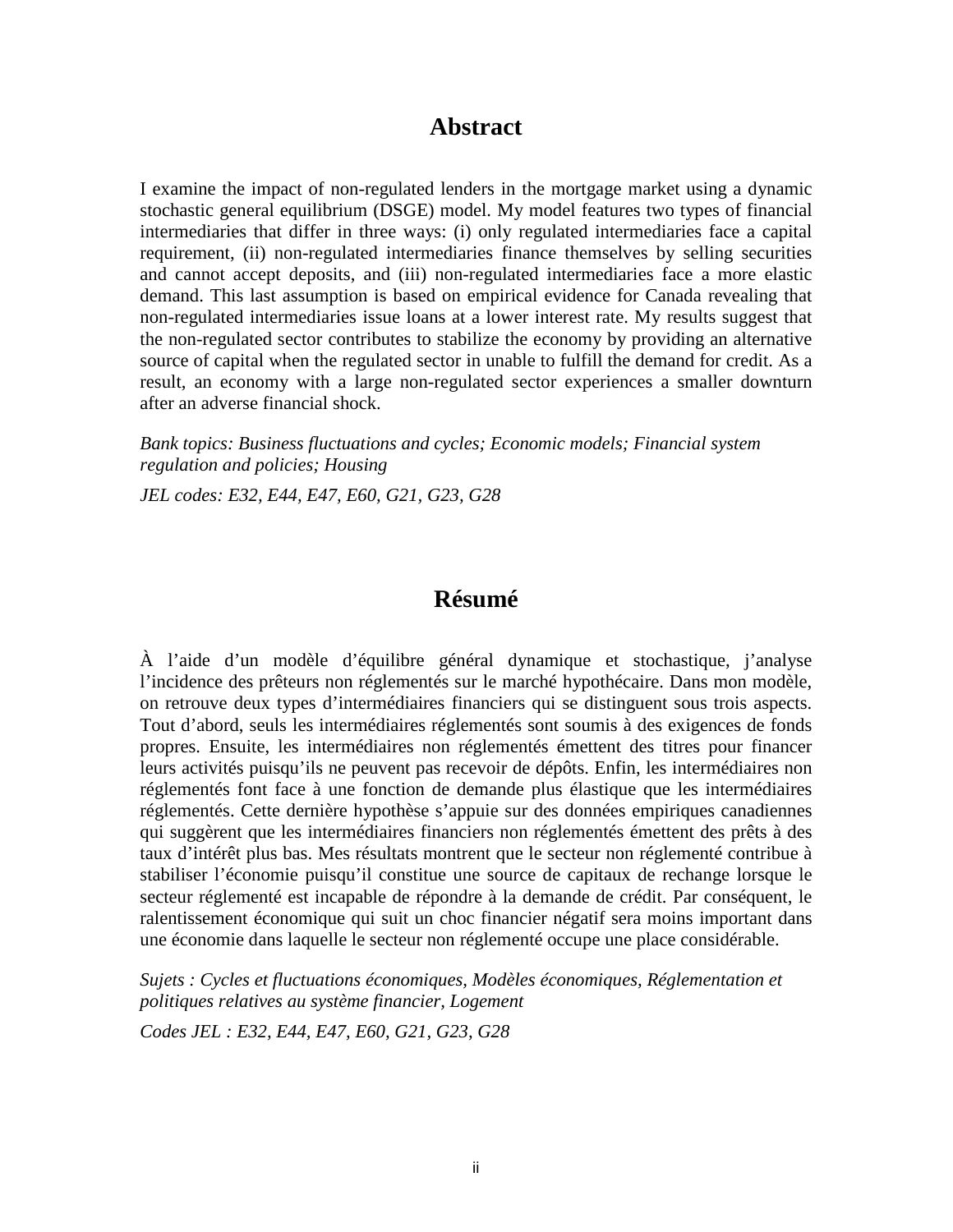## Abstract

I examine the impact of non-regulated lenders in the mortgage market using a dynamic stochastic general equilibrium (DSGE) model. My model features two types of financial intermediaries that differ in three ways: (i) only regulated intermediaries face a capital requirement, (ii) non-regulated intermediaries finance themselves by selling securities and cannot accept deposits, and (iii) non-regulated intermediaries face a more elastic demand. This last assumption is based on empirical evidence for Canada revealing that non-regulated intermediaries issue loans at a lower interest rate. My results suggest that the non-regulated sector contributes to stabilize the economy by providing an alternative source of capital when the regulated sector in unable to fulfill the demand for credit. As a result, an economy with a large non-regulated sector experiences a smaller downturn after an adverse financial shock.

*Bank topics: Business fluctuations and cycles; Economic models; Financial system regulation and policies; Housing*

*JEL codes: E32, E44, E47, E60, G21, G23, G28*

## Résumé

À l'aide d'un modèle d'équilibre général dynamique et stochastique, j'analyse l'incidence des prêteurs non réglementés sur le marché hypothécaire. Dans mon modèle, on retrouve deux types d'intermédiaires financiers qui se distinguent sous trois aspects. Tout d'abord, seuls les intermédiaires réglementés sont soumis à des exigences de fonds propres. Ensuite, les intermédiaires non réglementés émettent des titres pour financer leurs activités puisqu'ils ne peuvent pas recevoir de dépôts. Enfin, les intermédiaires non réglementés font face à une fonction de demande plus élastique que les intermédiaires réglementés. Cette dernière hypothèse s'appuie sur des données empiriques canadiennes qui suggèrent que les intermédiaires financiers non réglementés émettent des prêts à des taux d'intérêt plus bas. Mes résultats montrent que le secteur non réglementé contribue à stabiliser l'économie puisqu'il constitue une source de capitaux de rechange lorsque le secteur réglementé est incapable de répondre à la demande de crédit. Par conséquent, le ralentissement économique qui suit un choc financier négatif sera moins important dans une économie dans laquelle le secteur non réglementé occupe une place considérable.

*Sujets : Cycles et fluctuations économiques, Modèles économiques, Réglementation et politiques relatives au système financier, Logement*

*Codes JEL : E32, E44, E47, E60, G21, G23, G28*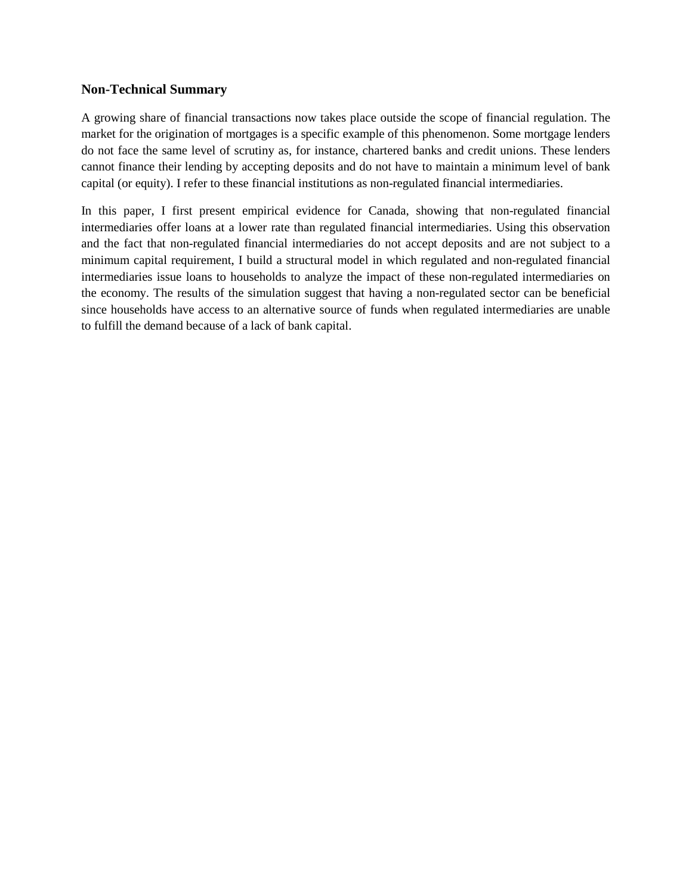### Non-Technical Summary

A growing share of financial transactions now takes place outside the scope of financial regulation. The market for the origination of mortgages is a specific example of this phenomenon. Some mortgage lenders do not face the same level of scrutiny as, for instance, chartered banks and credit unions. These lenders cannot finance their lending by accepting deposits and do not have to maintain a minimum level of bank capital (or equity). I refer to these financial institutions as non-regulated financial intermediaries.

In this paper, I first present empirical evidence for Canada, showing that non-regulated financial intermediaries offer loans at a lower rate than regulated financial intermediaries. Using this observation and the fact that non-regulated financial intermediaries do not accept deposits and are not subject to a minimum capital requirement, I build a structural model in which regulated and non-regulated financial intermediaries issue loans to households to analyze the impact of these non-regulated intermediaries on the economy. The results of the simulation suggest that having a non-regulated sector can be beneficial since households have access to an alternative source of funds when regulated intermediaries are unable to fulfill the demand because of a lack of bank capital.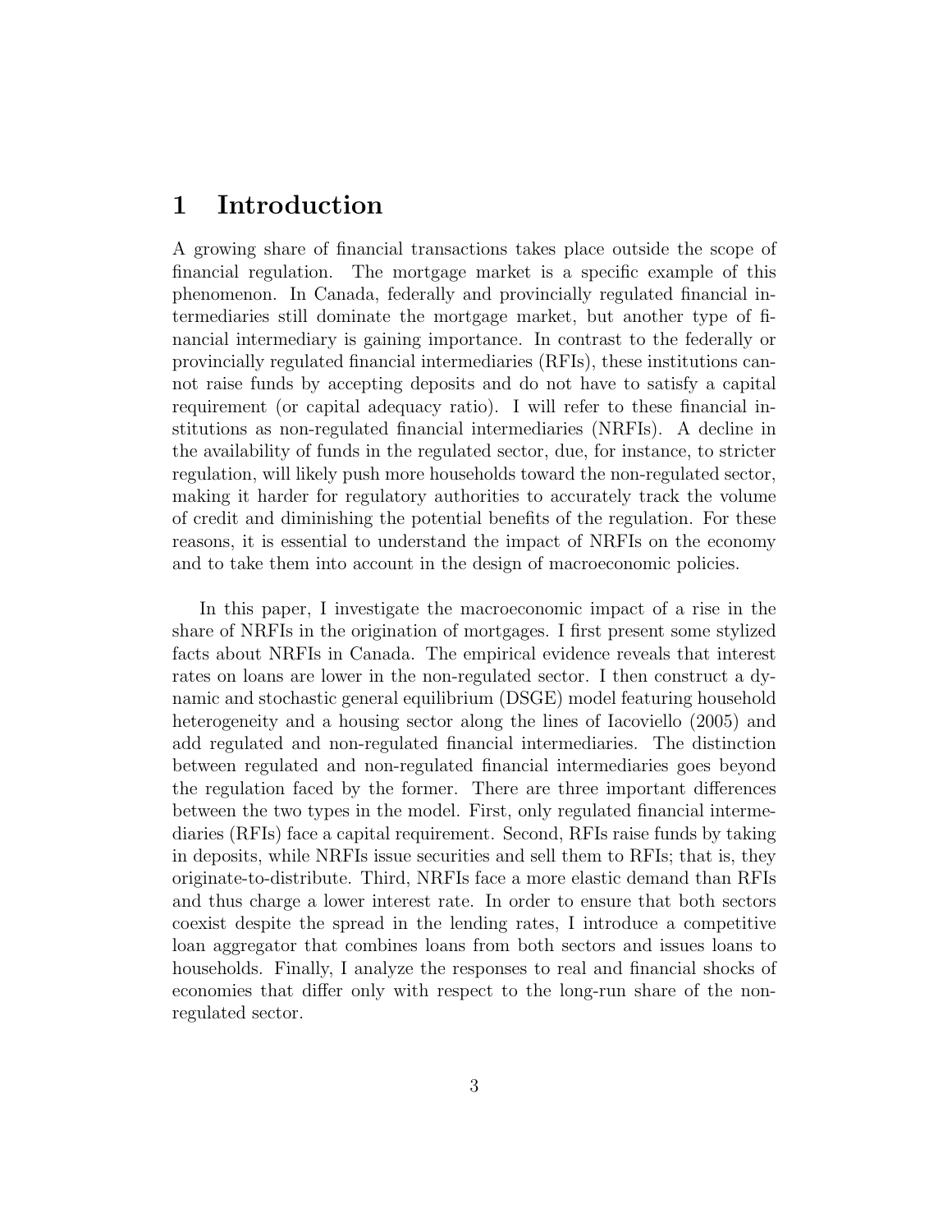# 1 Introduction

A growing share of financial transactions takes place outside the scope of financial regulation. The mortgage market is a specific example of this phenomenon. In Canada, federally and provincially regulated financial intermediaries still dominate the mortgage market, but another type of financial intermediary is gaining importance. In contrast to the federally or provincially regulated financial intermediaries (RFIs), these institutions cannot raise funds by accepting deposits and do not have to satisfy a capital requirement (or capital adequacy ratio). I will refer to these financial institutions as non-regulated financial intermediaries (NRFIs). A decline in the availability of funds in the regulated sector, due, for instance, to stricter regulation, will likely push more households toward the non-regulated sector, making it harder for regulatory authorities to accurately track the volume of credit and diminishing the potential benefits of the regulation. For these reasons, it is essential to understand the impact of NRFIs on the economy and to take them into account in the design of macroeconomic policies.

In this paper, I investigate the macroeconomic impact of a rise in the share of NRFIs in the origination of mortgages. I first present some stylized facts about NRFIs in Canada. The empirical evidence reveals that interest rates on loans are lower in the non-regulated sector. I then construct a dynamic and stochastic general equilibrium (DSGE) model featuring household heterogeneity and a housing sector along the lines of Iacoviello (2005) and add regulated and non-regulated financial intermediaries. The distinction between regulated and non-regulated financial intermediaries goes beyond the regulation faced by the former. There are three important differences between the two types in the model. First, only regulated financial intermediaries (RFIs) face a capital requirement. Second, RFIs raise funds by taking in deposits, while NRFIs issue securities and sell them to RFIs; that is, they originate-to-distribute. Third, NRFIs face a more elastic demand than RFIs and thus charge a lower interest rate. In order to ensure that both sectors coexist despite the spread in the lending rates, I introduce a competitive loan aggregator that combines loans from both sectors and issues loans to households. Finally, I analyze the responses to real and financial shocks of economies that differ only with respect to the long-run share of the non-regulated sector.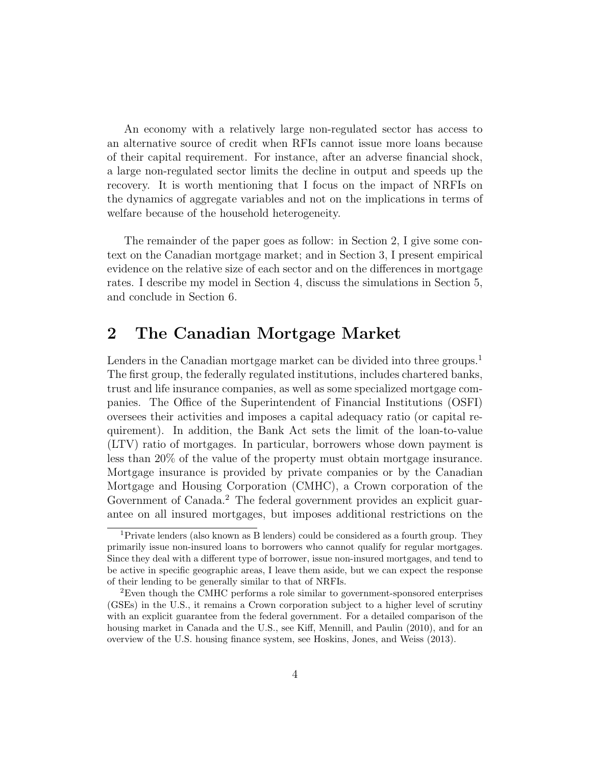An economy with a relatively large non-regulated sector has access to an alternative source of credit when RFIs cannot issue more loans because of their capital requirement. For instance, after an adverse financial shock, a large non-regulated sector limits the decline in output and speeds up the recovery. It is worth mentioning that I focus on the impact of NRFIs on the dynamics of aggregate variables and not on the implications in terms of welfare because of the household heterogeneity.

The remainder of the paper goes as follow: in Section 2, I give some context on the Canadian mortgage market; and in Section 3, I present empirical evidence on the relative size of each sector and on the differences in mortgage rates. I describe my model in Section 4, discuss the simulations in Section 5, and conclude in Section 6.

## 2 The Canadian Mortgage Market

Lenders in the Canadian mortgage market can be divided into three groups.[1] The first group, the federally regulated institutions, includes chartered banks, trust and life insurance companies, as well as some specialized mortgage companies. The Office of the Superintendent of Financial Institutions (OSFI) oversees their activities and imposes a capital adequacy ratio (or capital requirement). In addition, the Bank Act sets the limit of the loan-to-value (LTV) ratio of mortgages. In particular, borrowers whose down payment is less than 20% of the value of the property must obtain mortgage insurance. Mortgage insurance is provided by private companies or by the Canadian Mortgage and Housing Corporation (CMHC), a Crown corporation of the Government of Canada.[2] The federal government provides an explicit guarantee on all insured mortgages, but imposes additional restrictions on the

---

[1] Private lenders (also known as B lenders) could be considered as a fourth group. They primarily issue non-insured loans to borrowers who cannot qualify for regular mortgages. Since they deal with a different type of borrower, issue non-insured mortgages, and tend to be active in specific geographic areas, I leave them aside, but we can expect the response of their lending to be generally similar to that of NRFIs.

[2] Even though the CMHC performs a role similar to government-sponsored enterprises (GSEs) in the U.S., it remains a Crown corporation subject to a higher level of scrutiny with an explicit guarantee from the federal government. For a detailed comparison of the housing market in Canada and the U.S., see Kiff, Mennill, and Paulin (2010), and for an overview of the U.S. housing finance system, see Hoskins, Jones, and Weiss (2013).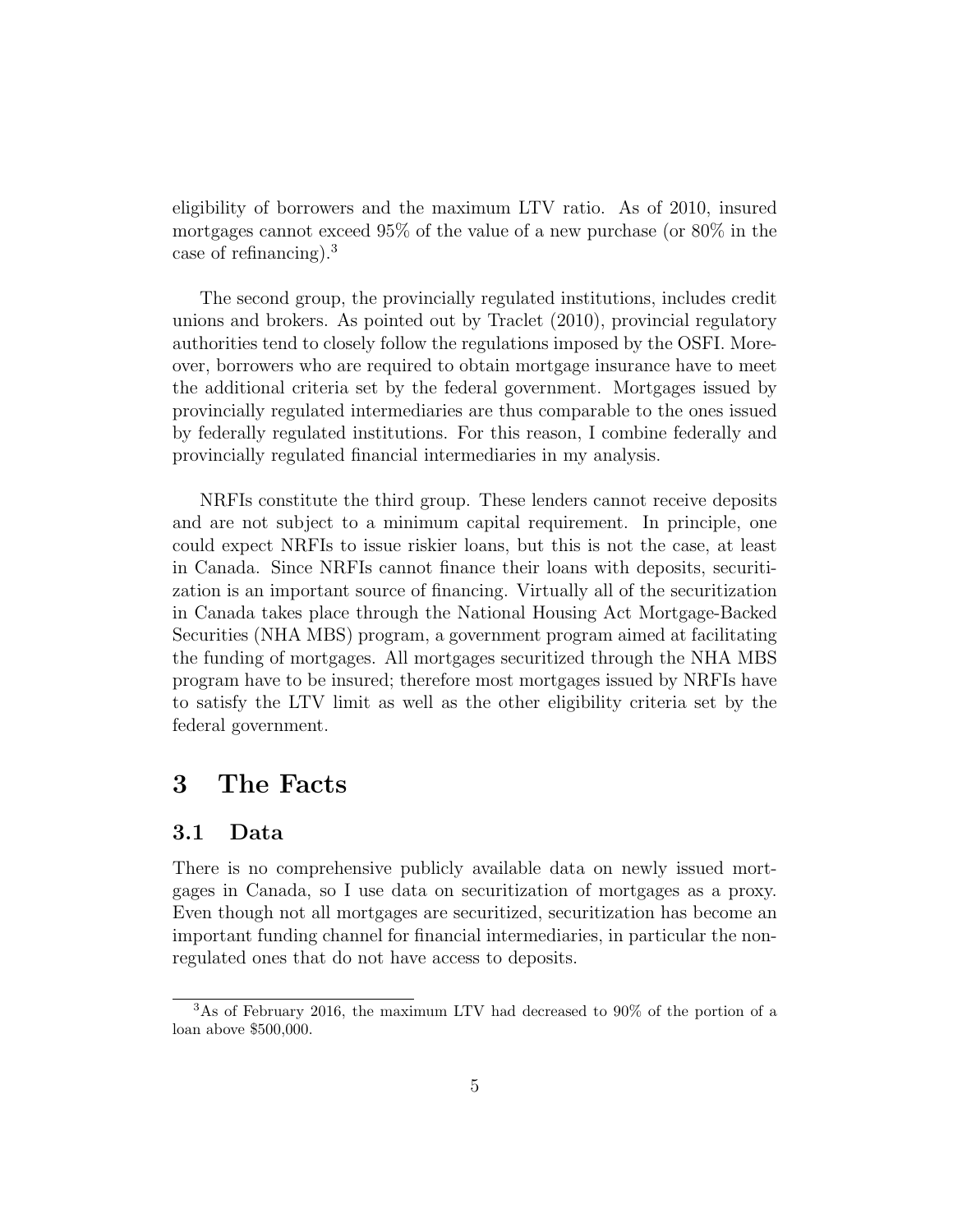eligibility of borrowers and the maximum LTV ratio. As of 2010, insured mortgages cannot exceed 95% of the value of a new purchase (or 80% in the case of refinancing).[3]

The second group, the provincially regulated institutions, includes credit unions and brokers. As pointed out by Traclet (2010), provincial regulatory authorities tend to closely follow the regulations imposed by the OSFI. Moreover, borrowers who are required to obtain mortgage insurance have to meet the additional criteria set by the federal government. Mortgages issued by provincially regulated intermediaries are thus comparable to the ones issued by federally regulated institutions. For this reason, I combine federally and provincially regulated financial intermediaries in my analysis.

NRFIs constitute the third group. These lenders cannot receive deposits and are not subject to a minimum capital requirement. In principle, one could expect NRFIs to issue riskier loans, but this is not the case, at least in Canada. Since NRFIs cannot finance their loans with deposits, securitization is an important source of financing. Virtually all of the securitization in Canada takes place through the National Housing Act Mortgage-Backed Securities (NHA MBS) program, a government program aimed at facilitating the funding of mortgages. All mortgages securitized through the NHA MBS program have to be insured; therefore most mortgages issued by NRFIs have to satisfy the LTV limit as well as the other eligibility criteria set by the federal government.

# 3 The Facts

## 3.1 Data

There is no comprehensive publicly available data on newly issued mortgages in Canada, so I use data on securitization of mortgages as a proxy. Even though not all mortgages are securitized, securitization has become an important funding channel for financial intermediaries, in particular the non-regulated ones that do not have access to deposits.

[3] As of February 2016, the maximum LTV had decreased to 90% of the portion of a loan above $500,000.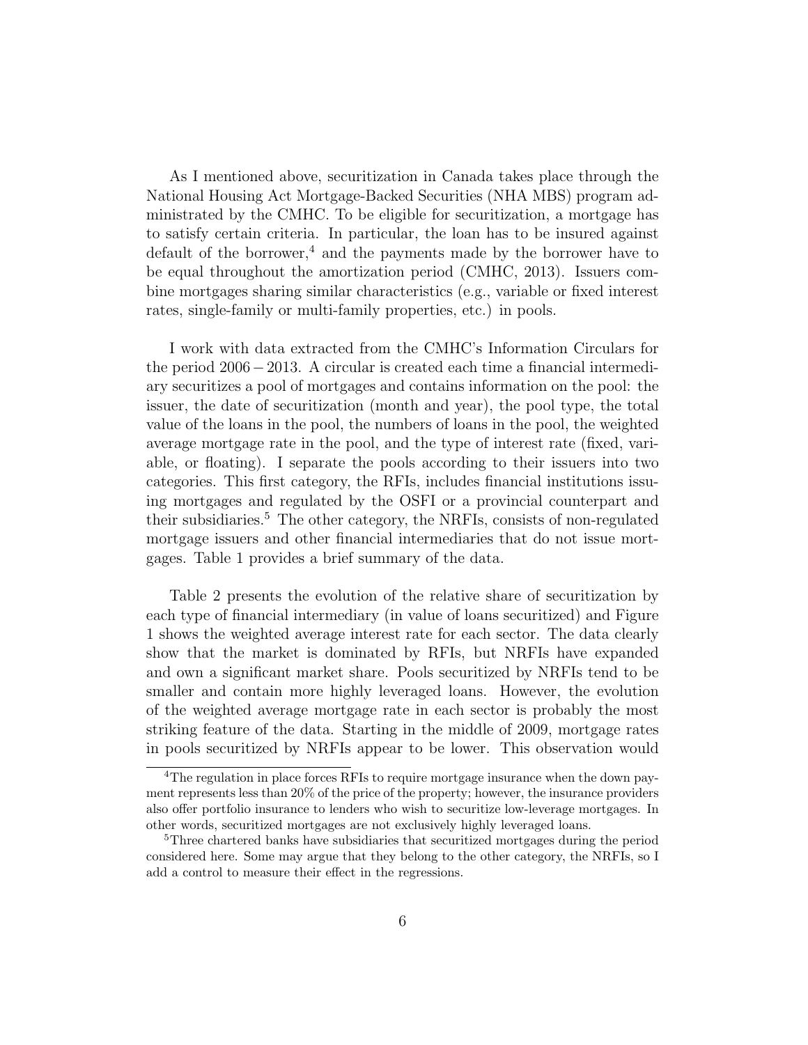As I mentioned above, securitization in Canada takes place through the National Housing Act Mortgage-Backed Securities (NHA MBS) program administrated by the CMHC. To be eligible for securitization, a mortgage has to satisfy certain criteria. In particular, the loan has to be insured against default of the borrower,[4] and the payments made by the borrower have to be equal throughout the amortization period (CMHC, 2013). Issuers combine mortgages sharing similar characteristics (e.g., variable or fixed interest rates, single-family or multi-family properties, etc.) in pools.

I work with data extracted from the CMHC's Information Circulars for the period $2006-2013$. A circular is created each time a financial intermediary securitizes a pool of mortgages and contains information on the pool: the issuer, the date of securitization (month and year), the pool type, the total value of the loans in the pool, the numbers of loans in the pool, the weighted average mortgage rate in the pool, and the type of interest rate (fixed, variable, or floating). I separate the pools according to their issuers into two categories. This first category, the RFIs, includes financial institutions issuing mortgages and regulated by the OSFI or a provincial counterpart and their subsidiaries.[5] The other category, the NRFIs, consists of non-regulated mortgage issuers and other financial intermediaries that do not issue mortgages. Table 1 provides a brief summary of the data.

Table 2 presents the evolution of the relative share of securitization by each type of financial intermediary (in value of loans securitized) and Figure 1 shows the weighted average interest rate for each sector. The data clearly show that the market is dominated by RFIs, but NRFIs have expanded and own a significant market share. Pools securitized by NRFIs tend to be smaller and contain more highly leveraged loans. However, the evolution of the weighted average mortgage rate in each sector is probably the most striking feature of the data. Starting in the middle of 2009, mortgage rates in pools securitized by NRFIs appear to be lower. This observation would

[4]The regulation in place forces RFIs to require mortgage insurance when the down payment represents less than 20% of the price of the property; however, the insurance providers also offer portfolio insurance to lenders who wish to securitize low-leverage mortgages. In other words, securitized mortgages are not exclusively highly leveraged loans.

[5]Three chartered banks have subsidiaries that securitized mortgages during the period considered here. Some may argue that they belong to the other category, the NRFIs, so I add a control to measure their effect in the regressions.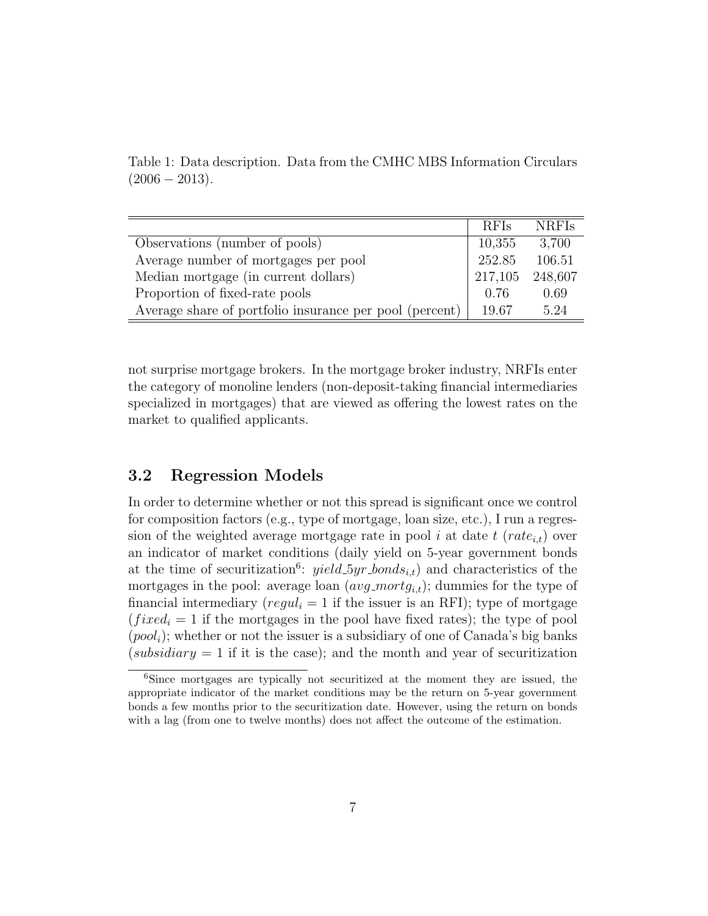Table 1: Data description. Data from the CMHC MBS Information Circulars $(2006 - 2013)$.

| | RFIs | NRFIs |
|---|---|---|
| Observations (number of pools) | 10,355 | 3,700 |
| Average number of mortgages per pool | 252.85 | 106.51 |
| Median mortgage (in current dollars) | 217,105 | 248,607 |
| Proportion of fixed-rate pools | 0.76 | 0.69 |
| Average share of portfolio insurance per pool (percent) | 19.67 | 5.24 |

not surprise mortgage brokers. In the mortgage broker industry, NRFIs enter the category of monoline lenders (non-deposit-taking financial intermediaries specialized in mortgages) that are viewed as offering the lowest rates on the market to qualified applicants.

## 3.2 Regression Models

In order to determine whether or not this spread is significant once we control for composition factors (e.g., type of mortgage, loan size, etc.), I run a regression of the weighted average mortgage rate in pool $i$ at date $t$ ($rate_{i,t}$) over an indicator of market conditions (daily yield on 5-year government bonds at the time of securitization[6]: $yield\_5yr\_bonds_{i,t}$) and characteristics of the mortgages in the pool: average loan ($avg\_mortg_{i,t}$); dummies for the type of financial intermediary ($regul_i = 1$ if the issuer is an RFI); type of mortgage ($fixed_i = 1$ if the mortgages in the pool have fixed rates); the type of pool ($pool_i$); whether or not the issuer is a subsidiary of one of Canada's big banks ($subsidiary = 1$ if it is the case); and the month and year of securitization

[6]Since mortgages are typically not securitized at the moment they are issued, the appropriate indicator of the market conditions may be the return on 5-year government bonds a few months prior to the securitization date. However, using the return on bonds with a lag (from one to twelve months) does not affect the outcome of the estimation.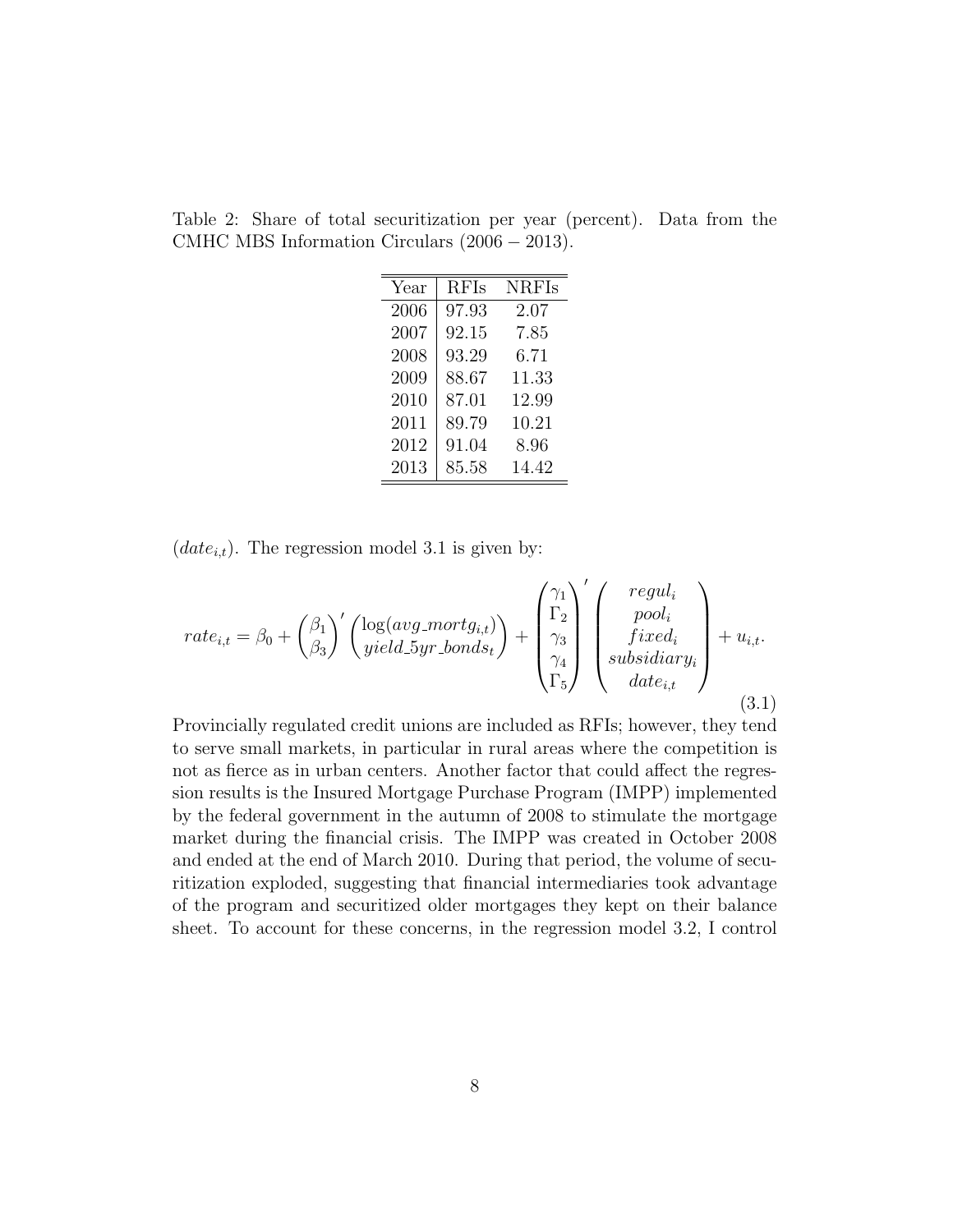Table 2: Share of total securitization per year (percent). Data from the CMHC MBS Information Circulars (2006 − 2013).

| Year | RFIs | NRFIs |
|---|---|---|
| 2006 | 97.93 | 2.07 |
| 2007 | 92.15 | 7.85 |
| 2008 | 93.29 | 6.71 |
| 2009 | 88.67 | 11.33 |
| 2010 | 87.01 | 12.99 |
| 2011 | 89.79 | 10.21 |
| 2012 | 91.04 | 8.96 |
| 2013 | 85.58 | 14.42 |

($date_{i,t}$). The regression model 3.1 is given by:

$$rate_{i,t} = \beta_0 + \begin{pmatrix} \beta_1 \\ \beta_3 \end{pmatrix}' \begin{pmatrix} \log(avg\_mortg_{i,t}) \\ yield\_5yr\_bonds_t \end{pmatrix} + \begin{pmatrix} \gamma_1 \\ \Gamma_2 \\ \gamma_3 \\ \gamma_4 \\ \Gamma_5 \end{pmatrix}' \begin{pmatrix} regul_i \\ pool_i \\ fixed_i \\ subsidiary_i \\ date_{i,t} \end{pmatrix} + u_{i,t}. \tag{3.1}$$

Provincially regulated credit unions are included as RFIs; however, they tend to serve small markets, in particular in rural areas where the competition is not as fierce as in urban centers. Another factor that could affect the regression results is the Insured Mortgage Purchase Program (IMPP) implemented by the federal government in the autumn of 2008 to stimulate the mortgage market during the financial crisis. The IMPP was created in October 2008 and ended at the end of March 2010. During that period, the volume of securitization exploded, suggesting that financial intermediaries took advantage of the program and securitized older mortgages they kept on their balance sheet. To account for these concerns, in the regression model 3.2, I control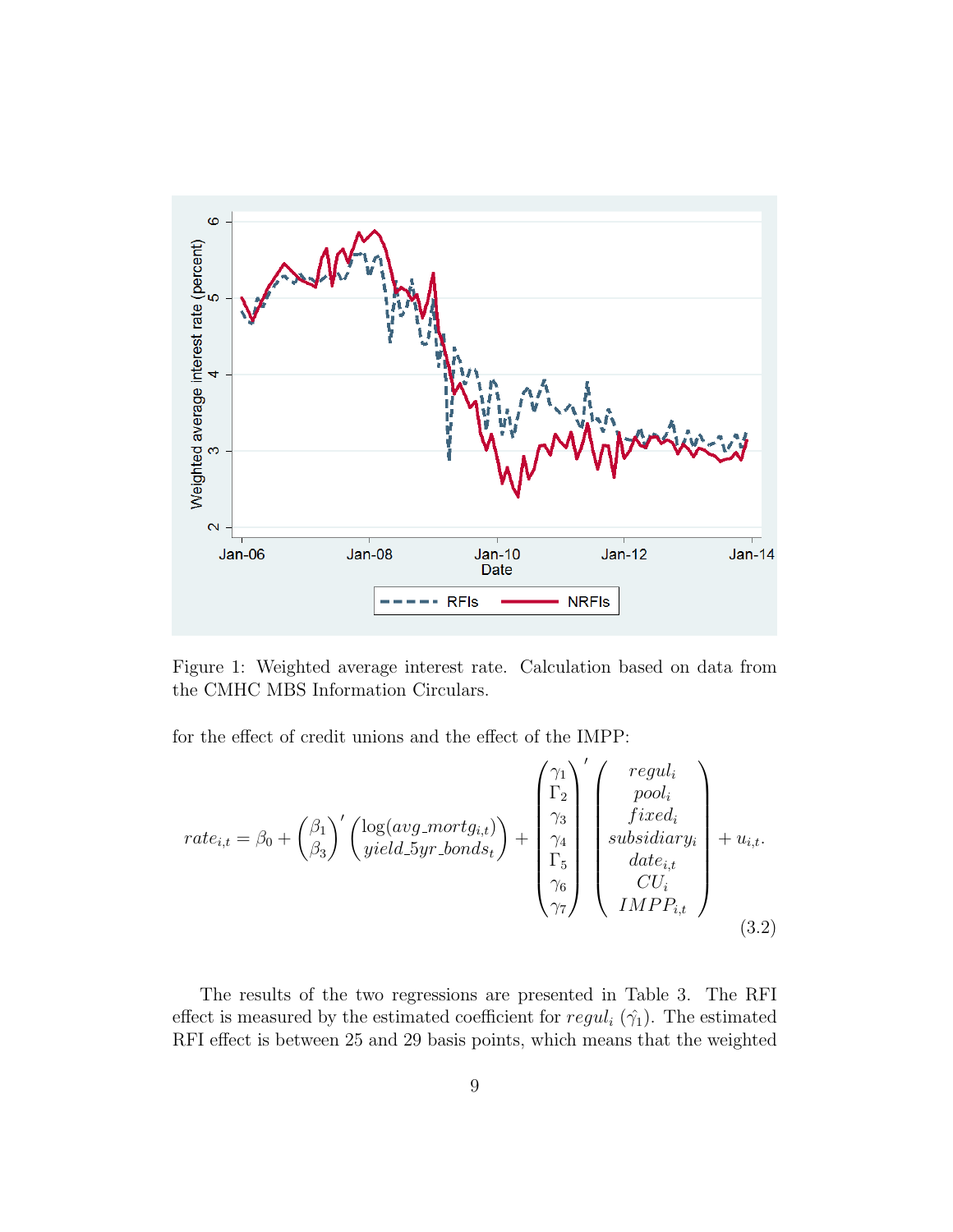Figure 1: Weighted average interest rate. Calculation based on data from the CMHC MBS Information Circulars.

for the effect of credit unions and the effect of the IMPP:

$$
rate_{i,t} = \beta_0 + \begin{pmatrix} \beta_1 \\ \beta_3 \end{pmatrix}' \begin{pmatrix} \log(avg\_mortg_{i,t}) \\ yield\_5yr\_bonds_t \end{pmatrix} + \begin{pmatrix} \gamma_1 \\ \Gamma_2 \\ \gamma_3 \\ \gamma_4 \\ \Gamma_5 \\ \gamma_6 \\ \gamma_7 \end{pmatrix}' \begin{pmatrix} regul_i \\ pool_i \\ fixed_i \\ subsidiary_i \\ date_{i,t} \\ CU_i \\ IMPP_{i,t} \end{pmatrix} + u_{i,t}. \tag{3.2}
$$

The results of the two regressions are presented in Table 3. The RFI effect is measured by the estimated coefficient for $regul_i$ ($\hat{\gamma}_1$). The estimated RFI effect is between 25 and 29 basis points, which means that the weighted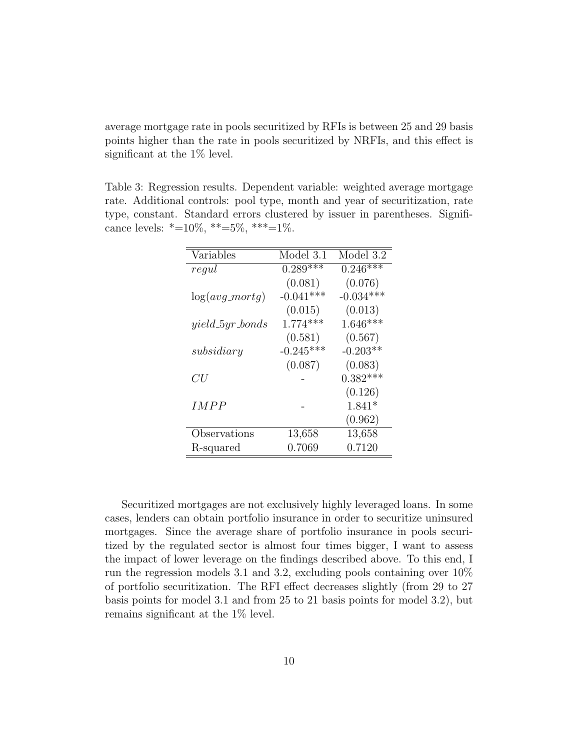average mortgage rate in pools securitized by RFIs is between 25 and 29 basis points higher than the rate in pools securitized by NRFIs, and this effect is significant at the 1% level.

Table 3: Regression results. Dependent variable: weighted average mortgage rate. Additional controls: pool type, month and year of securitization, rate type, constant. Standard errors clustered by issuer in parentheses. Significance levels: *=10%, **=5%, ***=1%.

| Variables | Model 3.1 | Model 3.2 |
|---|---|---|
| $regul$ | 0.289*** | 0.246*** |
| | (0.081) | (0.076) |
| $\log(avg\_mortg)$ | -0.041*** | -0.034*** |
| | (0.015) | (0.013) |
| $yield\_5yr\_bonds$ | 1.774*** | 1.646*** |
| | (0.581) | (0.567) |
| $subsidiary$ | -0.245*** | -0.203** |
| | (0.087) | (0.083) |
| $CU$ | - | 0.382*** |
| | | (0.126) |
| $IMPP$ | - | 1.841* |
| | | (0.962) |
| Observations | 13,658 | 13,658 |
| R-squared | 0.7069 | 0.7120 |

Securitized mortgages are not exclusively highly leveraged loans. In some cases, lenders can obtain portfolio insurance in order to securitize uninsured mortgages. Since the average share of portfolio insurance in pools securitized by the regulated sector is almost four times bigger, I want to assess the impact of lower leverage on the findings described above. To this end, I run the regression models 3.1 and 3.2, excluding pools containing over 10% of portfolio securitization. The RFI effect decreases slightly (from 29 to 27 basis points for model 3.1 and from 25 to 21 basis points for model 3.2), but remains significant at the 1% level.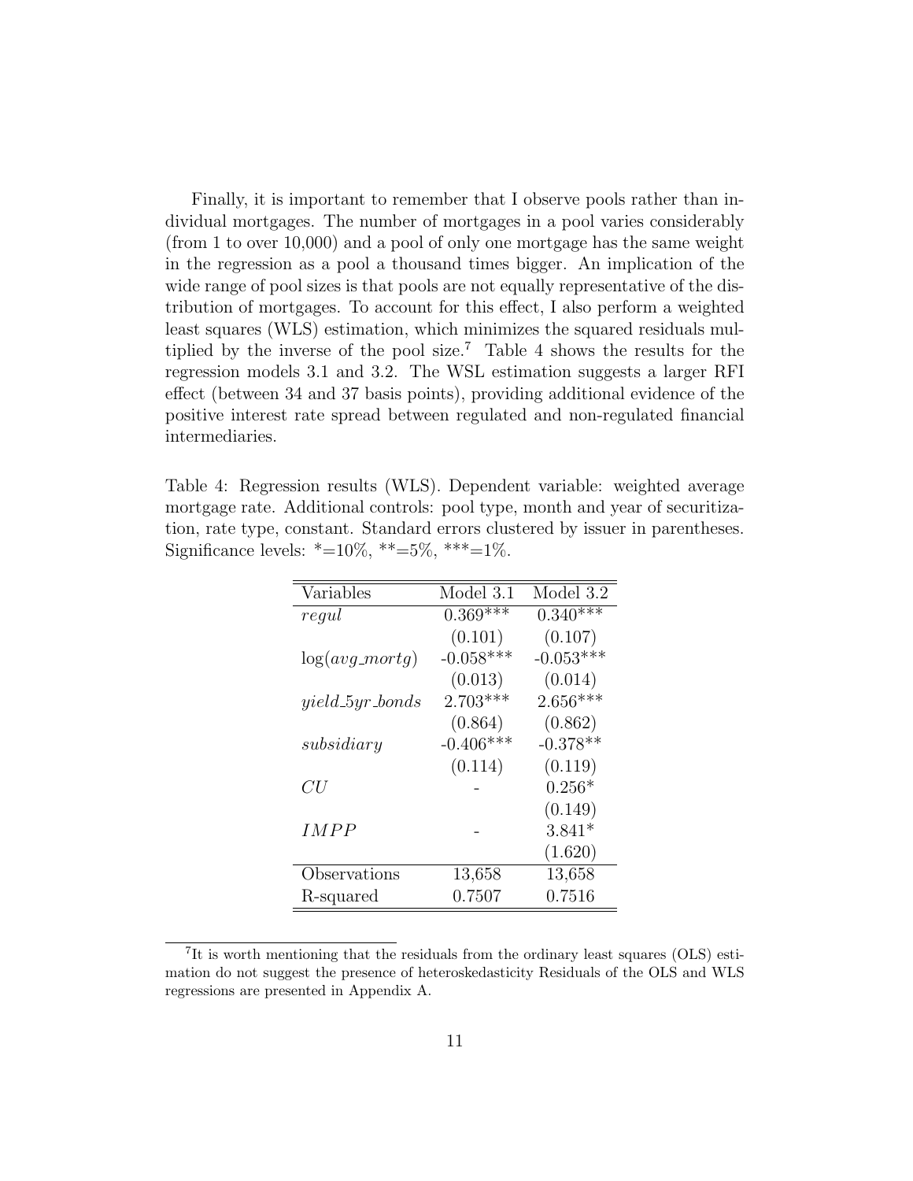Finally, it is important to remember that I observe pools rather than individual mortgages. The number of mortgages in a pool varies considerably (from 1 to over 10,000) and a pool of only one mortgage has the same weight in the regression as a pool a thousand times bigger. An implication of the wide range of pool sizes is that pools are not equally representative of the distribution of mortgages. To account for this effect, I also perform a weighted least squares (WLS) estimation, which minimizes the squared residuals multiplied by the inverse of the pool size.[7] Table 4 shows the results for the regression models 3.1 and 3.2. The WSL estimation suggests a larger RFI effect (between 34 and 37 basis points), providing additional evidence of the positive interest rate spread between regulated and non-regulated financial intermediaries.

Table 4: Regression results (WLS). Dependent variable: weighted average mortgage rate. Additional controls: pool type, month and year of securitization, rate type, constant. Standard errors clustered by issuer in parentheses. Significance levels: *=10%, **=5%, ***=1%.

| Variables | Model 3.1 | Model 3.2 |
|---|---|---|
| $regul$ | 0.369*** | 0.340*** |
| | (0.101) | (0.107) |
| $\log(avg\_mortg)$ | -0.058*** | -0.053*** |
| | (0.013) | (0.014) |
| $yield\_5yr\_bonds$ | 2.703*** | 2.656*** |
| | (0.864) | (0.862) |
| $subsidiary$ | -0.406*** | -0.378** |
| | (0.114) | (0.119) |
| $CU$ | - | 0.256* |
| | | (0.149) |
| $IMPP$ | - | 3.841* |
| | | (1.620) |
| Observations | 13,658 | 13,658 |
| R-squared | 0.7507 | 0.7516 |

[7] It is worth mentioning that the residuals from the ordinary least squares (OLS) estimation do not suggest the presence of heteroskedasticity Residuals of the OLS and WLS regressions are presented in Appendix A.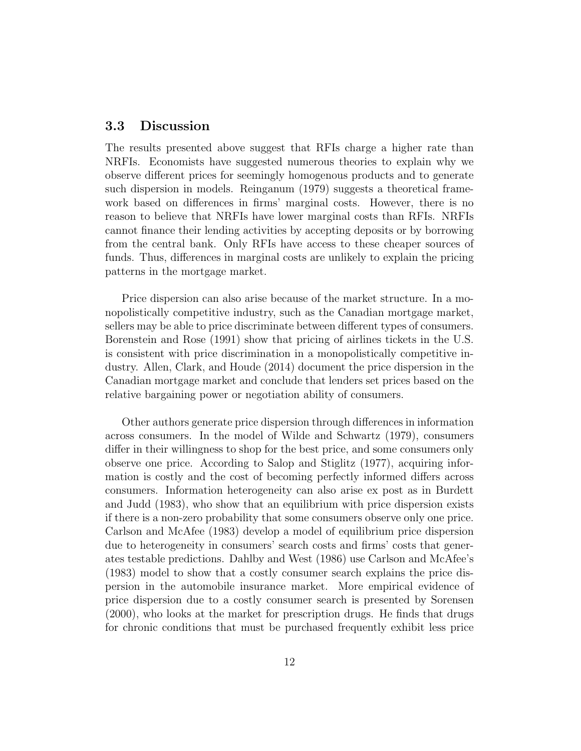### 3.3 Discussion

The results presented above suggest that RFIs charge a higher rate than NRFIs. Economists have suggested numerous theories to explain why we observe different prices for seemingly homogenous products and to generate such dispersion in models. Reinganum (1979) suggests a theoretical framework based on differences in firms' marginal costs. However, there is no reason to believe that NRFIs have lower marginal costs than RFIs. NRFIs cannot finance their lending activities by accepting deposits or by borrowing from the central bank. Only RFIs have access to these cheaper sources of funds. Thus, differences in marginal costs are unlikely to explain the pricing patterns in the mortgage market.

Price dispersion can also arise because of the market structure. In a monopolistically competitive industry, such as the Canadian mortgage market, sellers may be able to price discriminate between different types of consumers. Borenstein and Rose (1991) show that pricing of airlines tickets in the U.S. is consistent with price discrimination in a monopolistically competitive industry. Allen, Clark, and Houde (2014) document the price dispersion in the Canadian mortgage market and conclude that lenders set prices based on the relative bargaining power or negotiation ability of consumers.

Other authors generate price dispersion through differences in information across consumers. In the model of Wilde and Schwartz (1979), consumers differ in their willingness to shop for the best price, and some consumers only observe one price. According to Salop and Stiglitz (1977), acquiring information is costly and the cost of becoming perfectly informed differs across consumers. Information heterogeneity can also arise ex post as in Burdett and Judd (1983), who show that an equilibrium with price dispersion exists if there is a non-zero probability that some consumers observe only one price. Carlson and McAfee (1983) develop a model of equilibrium price dispersion due to heterogeneity in consumers' search costs and firms' costs that generates testable predictions. Dahlby and West (1986) use Carlson and McAfee's (1983) model to show that a costly consumer search explains the price dispersion in the automobile insurance market. More empirical evidence of price dispersion due to a costly consumer search is presented by Sorensen (2000), who looks at the market for prescription drugs. He finds that drugs for chronic conditions that must be purchased frequently exhibit less price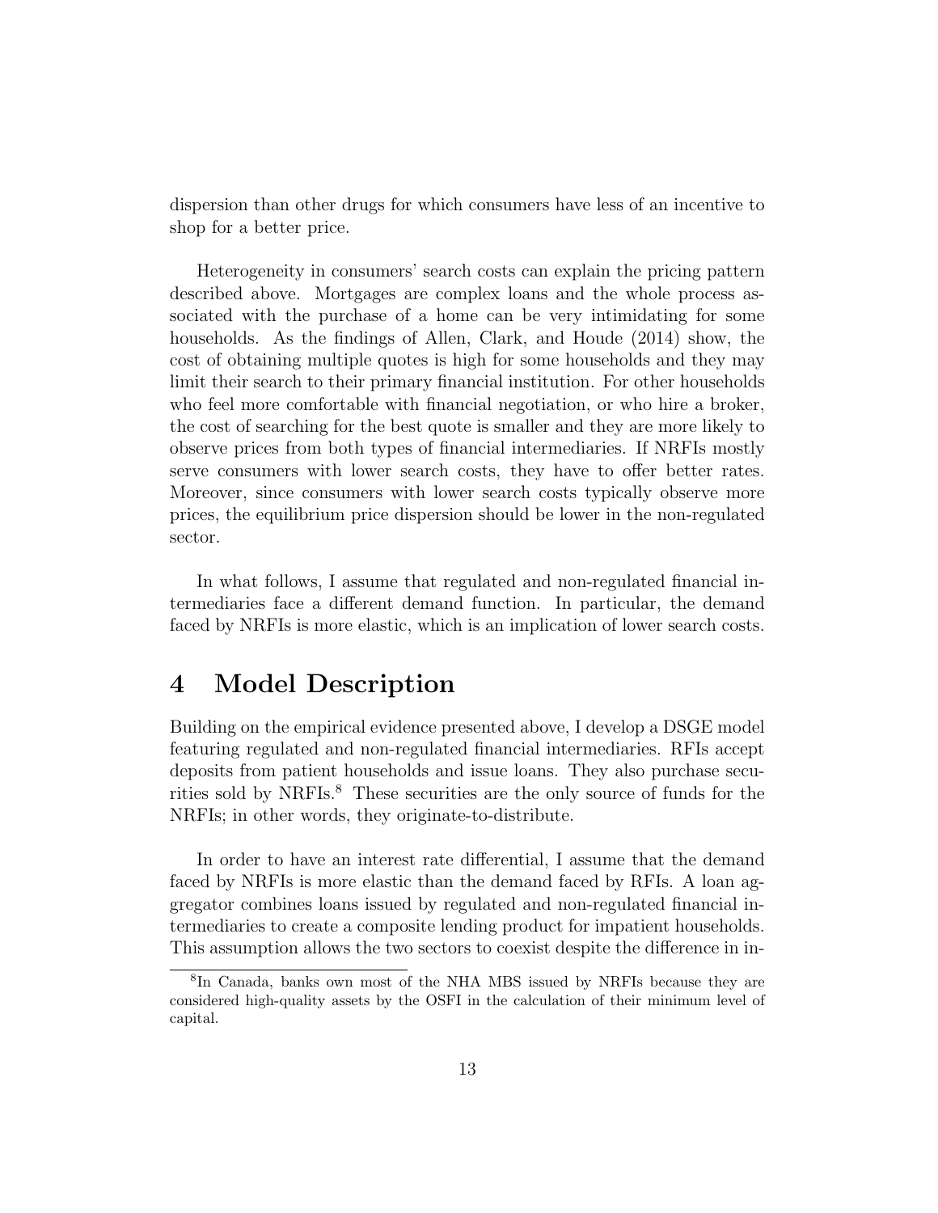dispersion than other drugs for which consumers have less of an incentive to shop for a better price.

Heterogeneity in consumers' search costs can explain the pricing pattern described above. Mortgages are complex loans and the whole process associated with the purchase of a home can be very intimidating for some households. As the findings of Allen, Clark, and Houde (2014) show, the cost of obtaining multiple quotes is high for some households and they may limit their search to their primary financial institution. For other households who feel more comfortable with financial negotiation, or who hire a broker, the cost of searching for the best quote is smaller and they are more likely to observe prices from both types of financial intermediaries. If NRFIs mostly serve consumers with lower search costs, they have to offer better rates. Moreover, since consumers with lower search costs typically observe more prices, the equilibrium price dispersion should be lower in the non-regulated sector.

In what follows, I assume that regulated and non-regulated financial intermediaries face a different demand function. In particular, the demand faced by NRFIs is more elastic, which is an implication of lower search costs.

# 4 Model Description

Building on the empirical evidence presented above, I develop a DSGE model featuring regulated and non-regulated financial intermediaries. RFIs accept deposits from patient households and issue loans. They also purchase securities sold by NRFIs.[8] These securities are the only source of funds for the NRFIs; in other words, they originate-to-distribute.

In order to have an interest rate differential, I assume that the demand faced by NRFIs is more elastic than the demand faced by RFIs. A loan aggregator combines loans issued by regulated and non-regulated financial intermediaries to create a composite lending product for impatient households. This assumption allows the two sectors to coexist despite the difference in in-

[8] In Canada, banks own most of the NHA MBS issued by NRFIs because they are considered high-quality assets by the OSFI in the calculation of their minimum level of capital.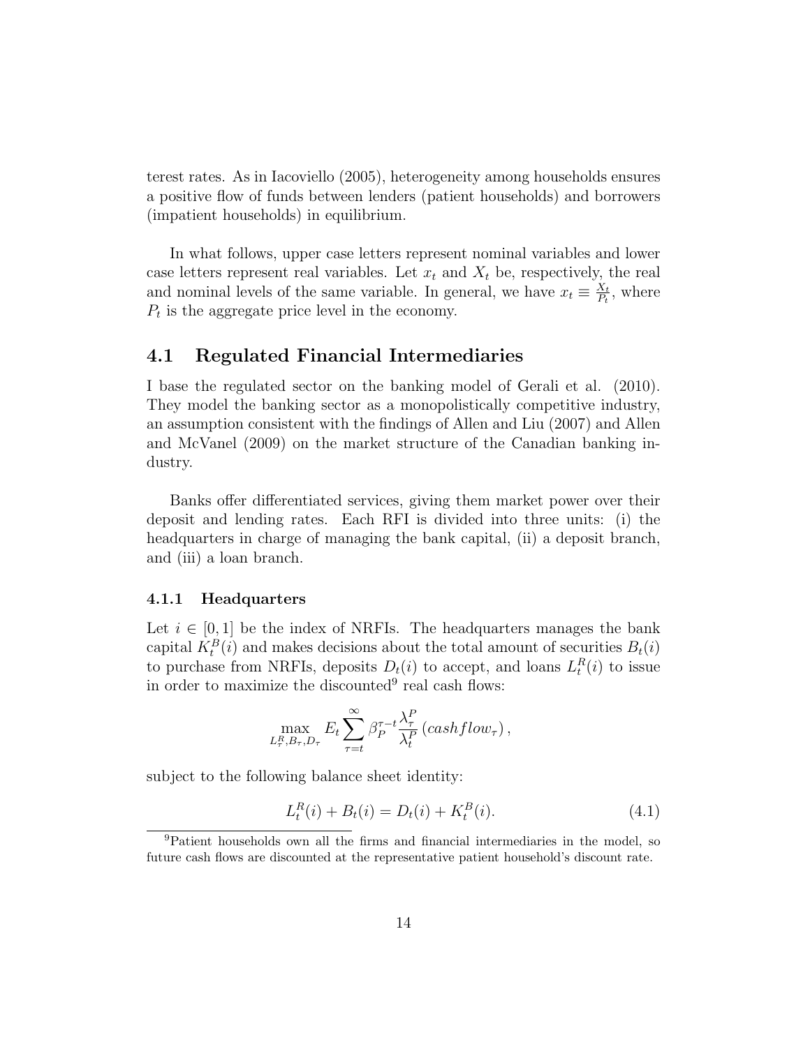terest rates. As in Iacoviello (2005), heterogeneity among households ensures a positive flow of funds between lenders (patient households) and borrowers (impatient households) in equilibrium.

In what follows, upper case letters represent nominal variables and lower case letters represent real variables. Let $x_t$ and $X_t$ be, respectively, the real and nominal levels of the same variable. In general, we have $x_t \equiv \frac{X_t}{P_t}$, where $P_t$ is the aggregate price level in the economy.

## 4.1 Regulated Financial Intermediaries

I base the regulated sector on the banking model of Gerali et al. (2010). They model the banking sector as a monopolistically competitive industry, an assumption consistent with the findings of Allen and Liu (2007) and Allen and McVanel (2009) on the market structure of the Canadian banking industry.

Banks offer differentiated services, giving them market power over their deposit and lending rates. Each RFI is divided into three units: (i) the headquarters in charge of managing the bank capital, (ii) a deposit branch, and (iii) a loan branch.

### 4.1.1 Headquarters

Let $i \in [0, 1]$ be the index of NRFIs. The headquarters manages the bank capital $K_t^B(i)$ and makes decisions about the total amount of securities $B_t(i)$ to purchase from NRFIs, deposits $D_t(i)$ to accept, and loans $L_t^R(i)$ to issue in order to maximize the discounted[9] real cash flows:

$$\max_{L_\tau^R, B_\tau, D_\tau} E_t \sum_{\tau=t}^{\infty} \beta_P^{\tau-t} \frac{\lambda_\tau^P}{\lambda_t^P} \left( cashflow_\tau \right),$$

subject to the following balance sheet identity:

$$L_t^R(i) + B_t(i) = D_t(i) + K_t^B(i). \tag{4.1}$$

[9]Patient households own all the firms and financial intermediaries in the model, so future cash flows are discounted at the representative patient household's discount rate.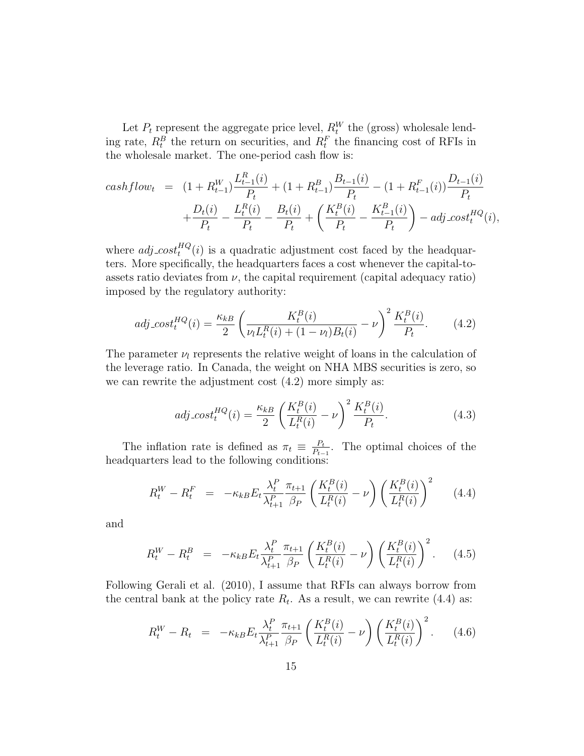Let $P_t$ represent the aggregate price level, $R_t^W$ the (gross) wholesale lending rate, $R_t^B$ the return on securities, and $R_t^F$ the financing cost of RFIs in the wholesale market. The one-period cash flow is:

$$
\begin{aligned}
cashflow_t \;=\;& (1+R_{t-1}^W)\frac{L_{t-1}^R(i)}{P_t} + (1+R_{t-1}^B)\frac{B_{t-1}(i)}{P_t} - (1+R_{t-1}^F(i))\frac{D_{t-1}(i)}{P_t} \\
& + \frac{D_t(i)}{P_t} - \frac{L_t^R(i)}{P_t} - \frac{B_t(i)}{P_t} + \left(\frac{K_t^B(i)}{P_t} - \frac{K_{t-1}^B(i)}{P_t}\right) - adj\_cost_t^{HQ}(i),
\end{aligned}
$$

where $adj\_cost_t^{HQ}(i)$ is a quadratic adjustment cost faced by the headquarters. More specifically, the headquarters faces a cost whenever the capital-to-assets ratio deviates from $\nu$, the capital requirement (capital adequacy ratio) imposed by the regulatory authority:

$$
adj\_cost_t^{HQ}(i) = \frac{\kappa_{kB}}{2}\left(\frac{K_t^B(i)}{\nu_l L_t^R(i) + (1-\nu_l)B_t(i)} - \nu\right)^2 \frac{K_t^B(i)}{P_t}. \tag{4.2}
$$

The parameter $\nu_l$ represents the relative weight of loans in the calculation of the leverage ratio. In Canada, the weight on NHA MBS securities is zero, so we can rewrite the adjustment cost (4.2) more simply as:

$$
adj\_cost_t^{HQ}(i) = \frac{\kappa_{kB}}{2}\left(\frac{K_t^B(i)}{L_t^R(i)} - \nu\right)^2 \frac{K_t^B(i)}{P_t}. \tag{4.3}
$$

The inflation rate is defined as $\pi_t \equiv \frac{P_t}{P_{t-1}}$. The optimal choices of the headquarters lead to the following conditions:

$$
R_t^W - R_t^F \;=\; -\kappa_{kB} E_t \frac{\lambda_t^P}{\lambda_{t+1}^P}\frac{\pi_{t+1}}{\beta_P}\left(\frac{K_t^B(i)}{L_t^R(i)} - \nu\right)\left(\frac{K_t^B(i)}{L_t^R(i)}\right)^2 \tag{4.4}
$$

and

$$
R_t^W - R_t^B \;=\; -\kappa_{kB} E_t \frac{\lambda_t^P}{\lambda_{t+1}^P}\frac{\pi_{t+1}}{\beta_P}\left(\frac{K_t^B(i)}{L_t^R(i)} - \nu\right)\left(\frac{K_t^B(i)}{L_t^R(i)}\right)^2. \tag{4.5}
$$

Following Gerali et al. (2010), I assume that RFIs can always borrow from the central bank at the policy rate $R_t$. As a result, we can rewrite (4.4) as:

$$
R_t^W - R_t \;=\; -\kappa_{kB} E_t \frac{\lambda_t^P}{\lambda_{t+1}^P}\frac{\pi_{t+1}}{\beta_P}\left(\frac{K_t^B(i)}{L_t^R(i)} - \nu\right)\left(\frac{K_t^B(i)}{L_t^R(i)}\right)^2. \tag{4.6}
$$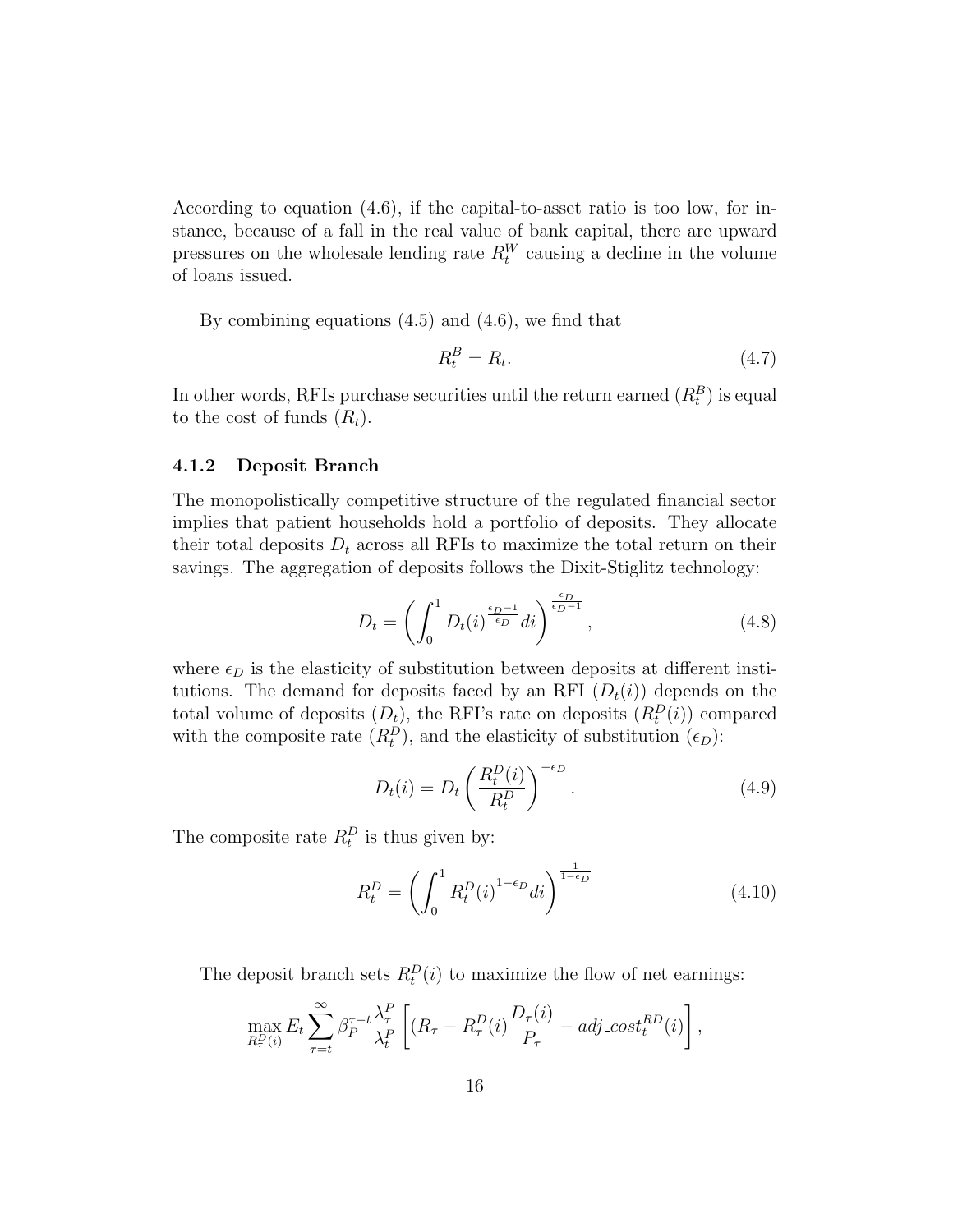According to equation (4.6), if the capital-to-asset ratio is too low, for instance, because of a fall in the real value of bank capital, there are upward pressures on the wholesale lending rate $R_t^W$ causing a decline in the volume of loans issued.

By combining equations (4.5) and (4.6), we find that

$$R_t^B = R_t. \tag{4.7}$$

In other words, RFIs purchase securities until the return earned ($R_t^B$) is equal to the cost of funds ($R_t$).

### 4.1.2 Deposit Branch

The monopolistically competitive structure of the regulated financial sector implies that patient households hold a portfolio of deposits. They allocate their total deposits $D_t$ across all RFIs to maximize the total return on their savings. The aggregation of deposits follows the Dixit-Stiglitz technology:

$$D_t = \left( \int_0^1 D_t(i)^{\frac{\epsilon_D - 1}{\epsilon_D}} di \right)^{\frac{\epsilon_D}{\epsilon_D - 1}}, \tag{4.8}$$

where $\epsilon_D$ is the elasticity of substitution between deposits at different institutions. The demand for deposits faced by an RFI ($D_t(i)$) depends on the total volume of deposits ($D_t$), the RFI's rate on deposits ($R_t^D(i)$) compared with the composite rate ($R_t^D$), and the elasticity of substitution ($\epsilon_D$):

$$D_t(i) = D_t \left( \frac{R_t^D(i)}{R_t^D} \right)^{-\epsilon_D}. \tag{4.9}$$

The composite rate $R_t^D$ is thus given by:

$$R_t^D = \left( \int_0^1 R_t^D(i)^{1-\epsilon_D} di \right)^{\frac{1}{1-\epsilon_D}} \tag{4.10}$$

The deposit branch sets $R_t^D(i)$ to maximize the flow of net earnings:

$$\max_{R_\tau^D(i)} E_t \sum_{\tau=t}^{\infty} \beta_P^{\tau-t} \frac{\lambda_\tau^P}{\lambda_t^P} \left[ (R_\tau - R_\tau^D(i) \frac{D_\tau(i)}{P_\tau} - adj\_cost_t^{RD}(i) \right],$$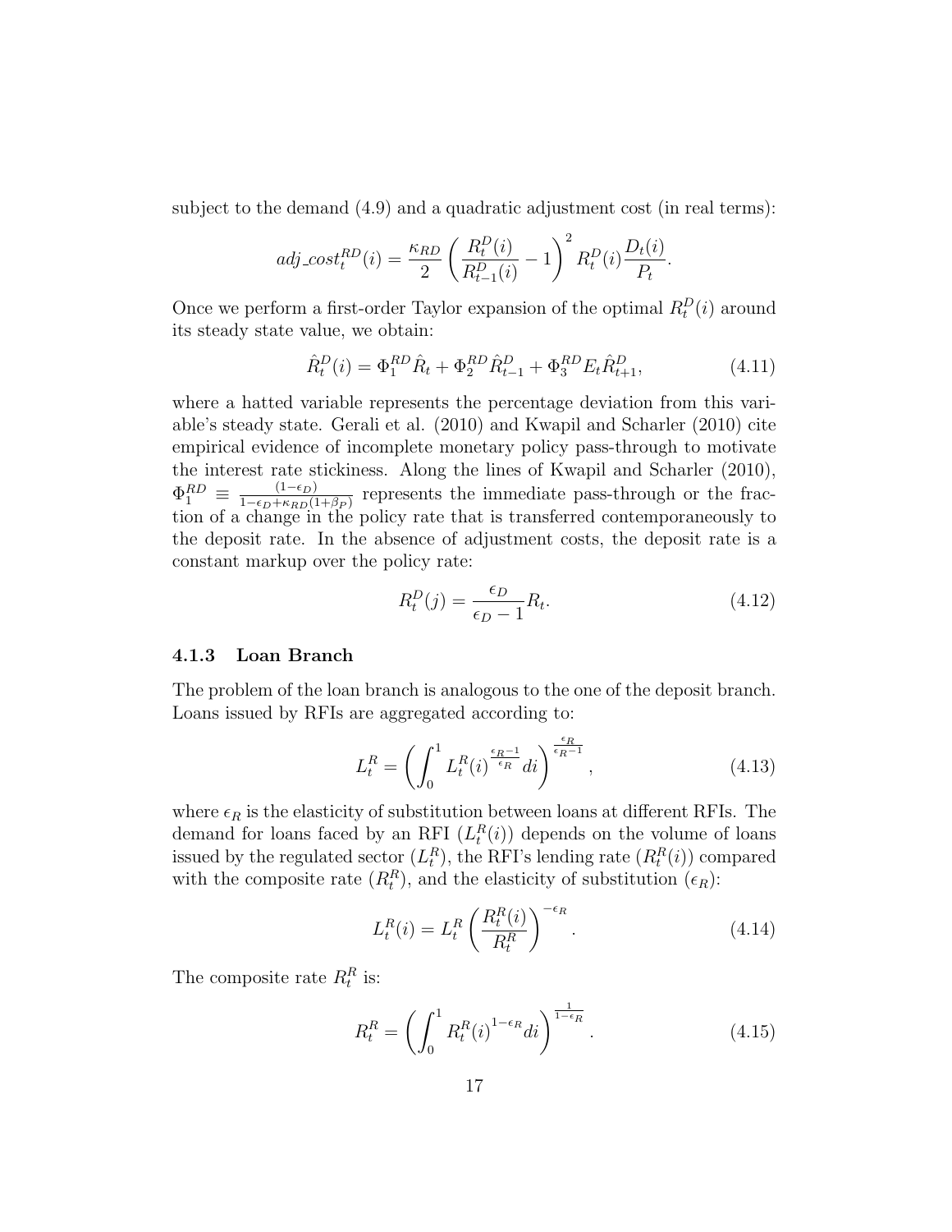subject to the demand (4.9) and a quadratic adjustment cost (in real terms):

$$adj\_cost_t^{RD}(i) = \frac{\kappa_{RD}}{2}\left(\frac{R_t^D(i)}{R_{t-1}^D(i)} - 1\right)^2 R_t^D(i)\frac{D_t(i)}{P_t}.$$

Once we perform a first-order Taylor expansion of the optimal $R_t^D(i)$ around its steady state value, we obtain:

$$\hat{R}_t^D(i) = \Phi_1^{RD}\hat{R}_t + \Phi_2^{RD}\hat{R}_{t-1}^D + \Phi_3^{RD}E_t\hat{R}_{t+1}^D, \tag{4.11}$$

where a hatted variable represents the percentage deviation from this variable's steady state. Gerali et al. (2010) and Kwapil and Scharler (2010) cite empirical evidence of incomplete monetary policy pass-through to motivate the interest rate stickiness. Along the lines of Kwapil and Scharler (2010), $\Phi_1^{RD} \equiv \frac{(1-\epsilon_D)}{1-\epsilon_D+\kappa_{RD}(1+\beta_P)}$ represents the immediate pass-through or the fraction of a change in the policy rate that is transferred contemporaneously to the deposit rate. In the absence of adjustment costs, the deposit rate is a constant markup over the policy rate:

$$R_t^D(j) = \frac{\epsilon_D}{\epsilon_D - 1}R_t. \tag{4.12}$$

### 4.1.3 Loan Branch

The problem of the loan branch is analogous to the one of the deposit branch. Loans issued by RFIs are aggregated according to:

$$L_t^R = \left(\int_0^1 L_t^R(i)^{\frac{\epsilon_R - 1}{\epsilon_R}} di\right)^{\frac{\epsilon_R}{\epsilon_R - 1}}, \tag{4.13}$$

where $\epsilon_R$ is the elasticity of substitution between loans at different RFIs. The demand for loans faced by an RFI ($L_t^R(i)$) depends on the volume of loans issued by the regulated sector ($L_t^R$), the RFI's lending rate ($R_t^R(i)$) compared with the composite rate ($R_t^R$), and the elasticity of substitution ($\epsilon_R$):

$$L_t^R(i) = L_t^R\left(\frac{R_t^R(i)}{R_t^R}\right)^{-\epsilon_R}. \tag{4.14}$$

The composite rate $R_t^R$ is:

$$R_t^R = \left(\int_0^1 R_t^R(i)^{1-\epsilon_R} di\right)^{\frac{1}{1-\epsilon_R}}. \tag{4.15}$$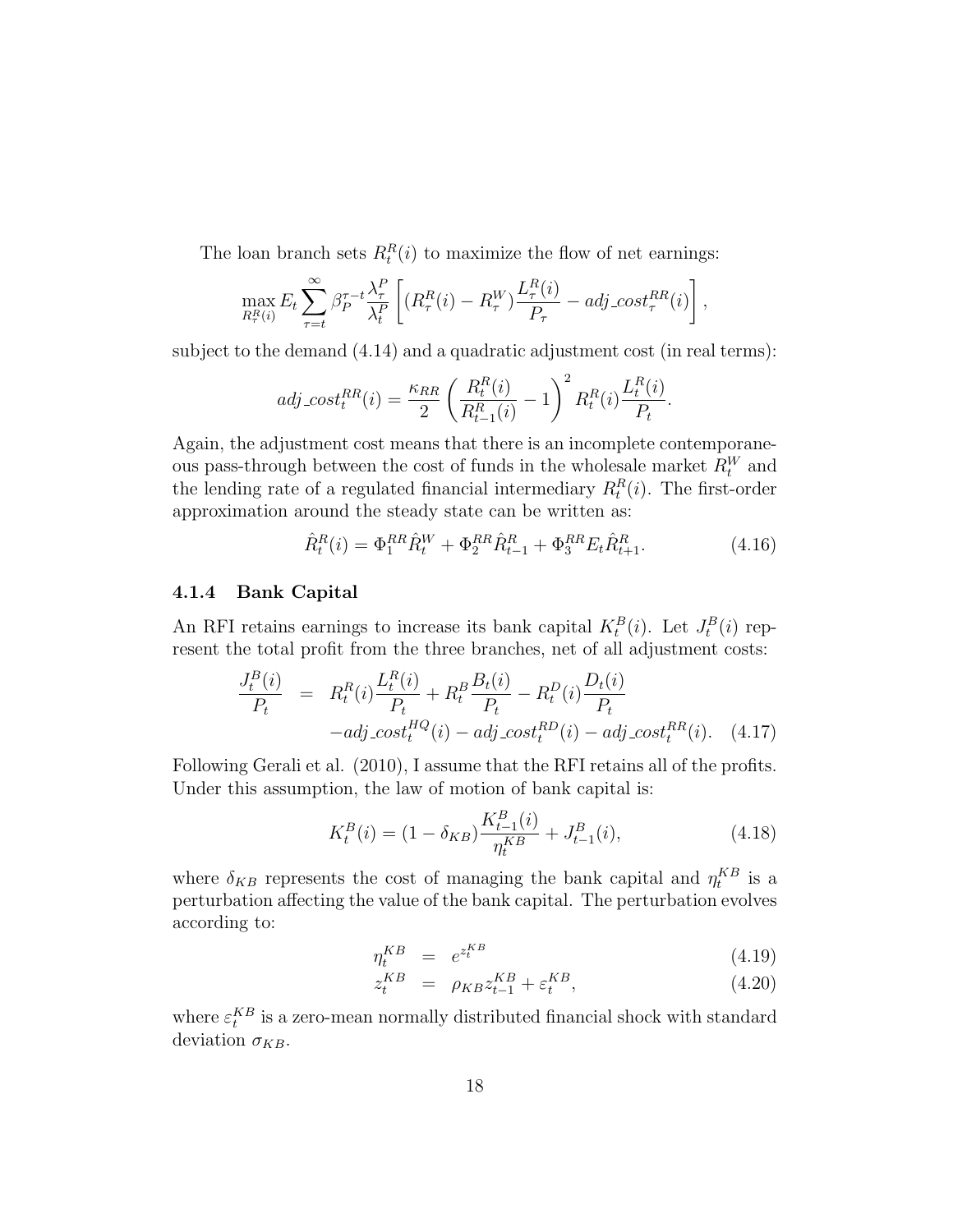The loan branch sets $R_t^R(i)$ to maximize the flow of net earnings:

$$\max_{R_\tau^R(i)} E_t \sum_{\tau=t}^{\infty} \beta_P^{\tau-t} \frac{\lambda_\tau^P}{\lambda_t^P} \left[ (R_\tau^R(i) - R_\tau^W) \frac{L_\tau^R(i)}{P_\tau} - adj\_cost_\tau^{RR}(i) \right],$$

subject to the demand (4.14) and a quadratic adjustment cost (in real terms):

$$adj\_cost_t^{RR}(i) = \frac{\kappa_{RR}}{2} \left( \frac{R_t^R(i)}{R_{t-1}^R(i)} - 1 \right)^2 R_t^R(i) \frac{L_t^R(i)}{P_t}.$$

Again, the adjustment cost means that there is an incomplete contemporaneous pass-through between the cost of funds in the wholesale market $R_t^W$ and the lending rate of a regulated financial intermediary $R_t^R(i)$. The first-order approximation around the steady state can be written as:

$$\hat{R}_t^R(i) = \Phi_1^{RR} \hat{R}_t^W + \Phi_2^{RR} \hat{R}_{t-1}^R + \Phi_3^{RR} E_t \hat{R}_{t+1}^R. \tag{4.16}$$

### 4.1.4 Bank Capital

An RFI retains earnings to increase its bank capital $K_t^B(i)$. Let $J_t^B(i)$ represent the total profit from the three branches, net of all adjustment costs:

$$\begin{aligned} \frac{J_t^B(i)}{P_t} &= R_t^R(i) \frac{L_t^R(i)}{P_t} + R_t^B \frac{B_t(i)}{P_t} - R_t^D(i) \frac{D_t(i)}{P_t} \\ &\quad - adj\_cost_t^{HQ}(i) - adj\_cost_t^{RD}(i) - adj\_cost_t^{RR}(i). \end{aligned} \tag{4.17}$$

Following Gerali et al. (2010), I assume that the RFI retains all of the profits. Under this assumption, the law of motion of bank capital is:

$$K_t^B(i) = (1 - \delta_{KB}) \frac{K_{t-1}^B(i)}{\eta_t^{KB}} + J_{t-1}^B(i), \tag{4.18}$$

where $\delta_{KB}$ represents the cost of managing the bank capital and $\eta_t^{KB}$ is a perturbation affecting the value of the bank capital. The perturbation evolves according to:

$$\eta_t^{KB} = e^{z_t^{KB}} \tag{4.19}$$

$$z_t^{KB} = \rho_{KB} z_{t-1}^{KB} + \varepsilon_t^{KB}, \tag{4.20}$$

where $\varepsilon_t^{KB}$ is a zero-mean normally distributed financial shock with standard deviation $\sigma_{KB}$.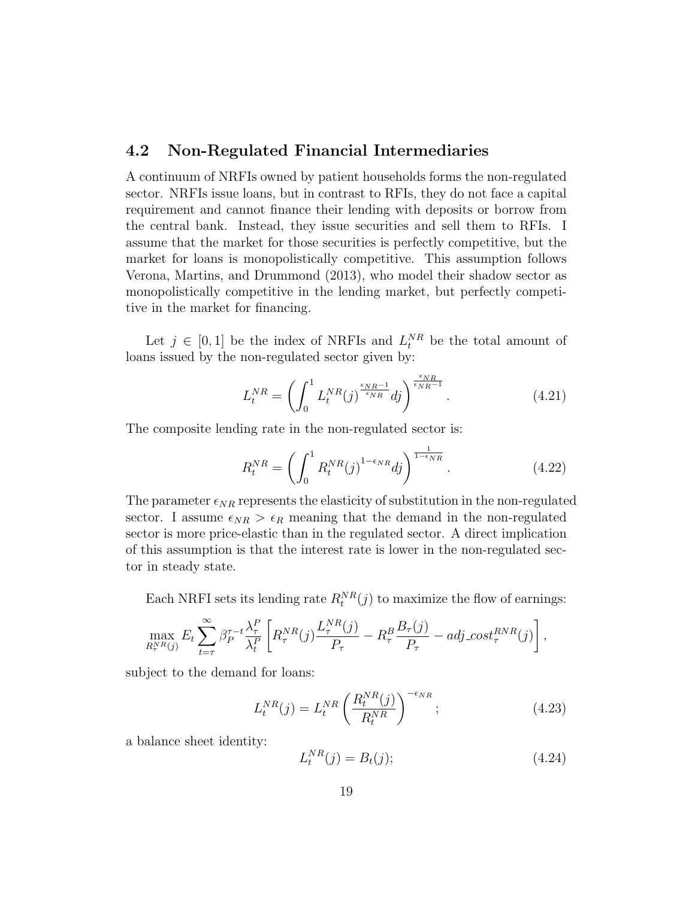## 4.2 Non-Regulated Financial Intermediaries

A continuum of NRFIs owned by patient households forms the non-regulated sector. NRFIs issue loans, but in contrast to RFIs, they do not face a capital requirement and cannot finance their lending with deposits or borrow from the central bank. Instead, they issue securities and sell them to RFIs. I assume that the market for those securities is perfectly competitive, but the market for loans is monopolistically competitive. This assumption follows Verona, Martins, and Drummond (2013), who model their shadow sector as monopolistically competitive in the lending market, but perfectly competitive in the market for financing.

Let $j \in [0, 1]$ be the index of NRFIs and $L_t^{NR}$ be the total amount of loans issued by the non-regulated sector given by:

$$L_t^{NR} = \left( \int_0^1 L_t^{NR}(j)^{\frac{\epsilon_{NR}-1}{\epsilon_{NR}}} dj \right)^{\frac{\epsilon_{NR}}{\epsilon_{NR}-1}}. \tag{4.21}$$

The composite lending rate in the non-regulated sector is:

$$R_t^{NR} = \left( \int_0^1 R_t^{NR}(j)^{1-\epsilon_{NR}} dj \right)^{\frac{1}{1-\epsilon_{NR}}}. \tag{4.22}$$

The parameter $\epsilon_{NR}$ represents the elasticity of substitution in the non-regulated sector. I assume $\epsilon_{NR} > \epsilon_R$ meaning that the demand in the non-regulated sector is more price-elastic than in the regulated sector. A direct implication of this assumption is that the interest rate is lower in the non-regulated sector in steady state.

Each NRFI sets its lending rate $R_t^{NR}(j)$ to maximize the flow of earnings:

$$\max_{R_\tau^{NR}(j)} E_t \sum_{t=\tau}^{\infty} \beta_P^{\tau-t} \frac{\lambda_\tau^P}{\lambda_t^P} \left[ R_\tau^{NR}(j) \frac{L_\tau^{NR}(j)}{P_\tau} - R_\tau^B \frac{B_\tau(j)}{P_\tau} - adj\_cost_\tau^{RNR}(j) \right],$$

subject to the demand for loans:

$$L_t^{NR}(j) = L_t^{NR} \left( \frac{R_t^{NR}(j)}{R_t^{NR}} \right)^{-\epsilon_{NR}}; \tag{4.23}$$

a balance sheet identity:

$$L_t^{NR}(j) = B_t(j); \tag{4.24}$$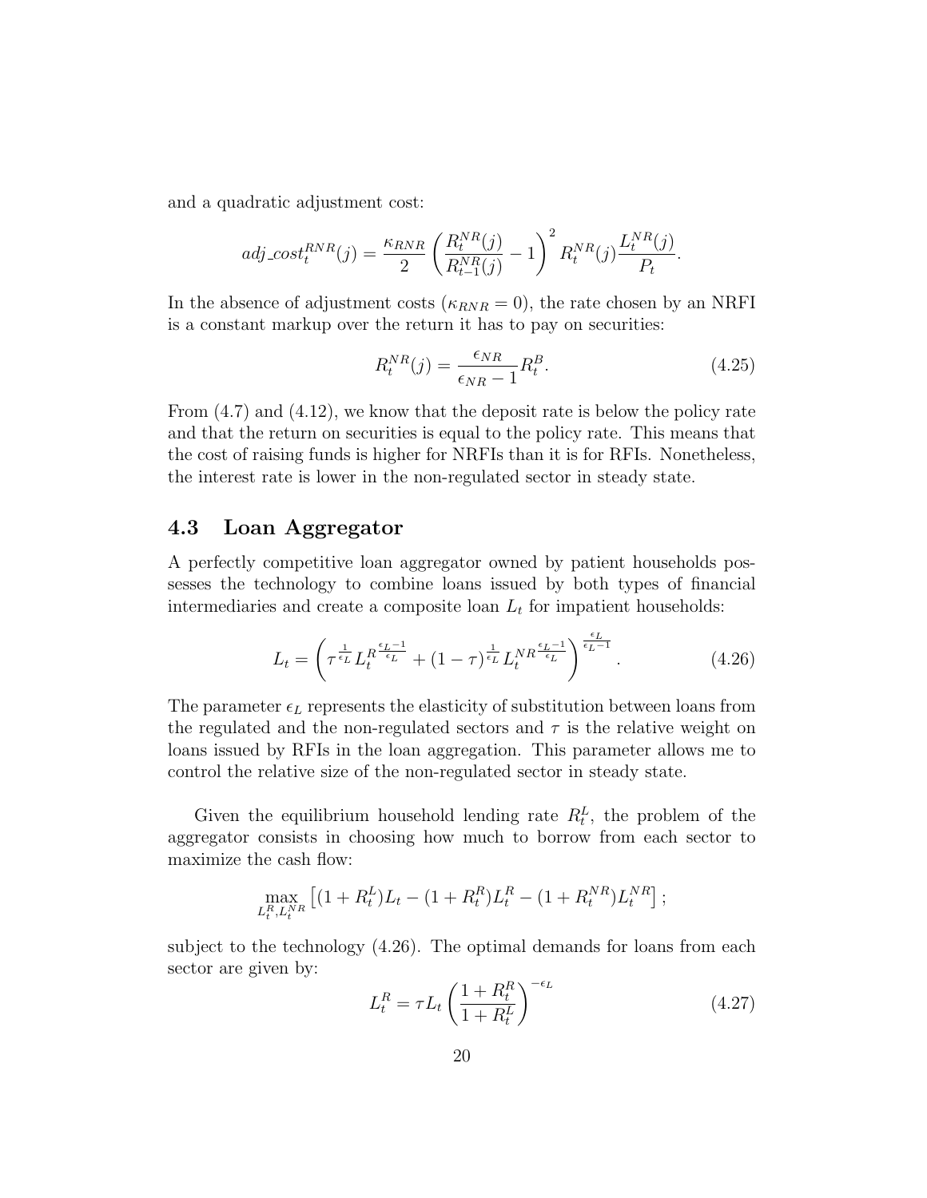and a quadratic adjustment cost:

$$adj\_cost_t^{RNR}(j) = \frac{\kappa_{RNR}}{2}\left(\frac{R_t^{NR}(j)}{R_{t-1}^{NR}(j)} - 1\right)^2 R_t^{NR}(j)\frac{L_t^{NR}(j)}{P_t}.$$

In the absence of adjustment costs ($\kappa_{RNR} = 0$), the rate chosen by an NRFI is a constant markup over the return it has to pay on securities:

$$R_t^{NR}(j) = \frac{\epsilon_{NR}}{\epsilon_{NR} - 1} R_t^B. \tag{4.25}$$

From (4.7) and (4.12), we know that the deposit rate is below the policy rate and that the return on securities is equal to the policy rate. This means that the cost of raising funds is higher for NRFIs than it is for RFIs. Nonetheless, the interest rate is lower in the non-regulated sector in steady state.

## 4.3 Loan Aggregator

A perfectly competitive loan aggregator owned by patient households possesses the technology to combine loans issued by both types of financial intermediaries and create a composite loan $L_t$ for impatient households:

$$L_t = \left(\tau^{\frac{1}{\epsilon_L}} {L_t^R}^{\frac{\epsilon_L - 1}{\epsilon_L}} + (1-\tau)^{\frac{1}{\epsilon_L}} {L_t^{NR}}^{\frac{\epsilon_L - 1}{\epsilon_L}}\right)^{\frac{\epsilon_L}{\epsilon_L - 1}}. \tag{4.26}$$

The parameter $\epsilon_L$ represents the elasticity of substitution between loans from the regulated and the non-regulated sectors and $\tau$ is the relative weight on loans issued by RFIs in the loan aggregation. This parameter allows me to control the relative size of the non-regulated sector in steady state.

Given the equilibrium household lending rate $R_t^L$, the problem of the aggregator consists in choosing how much to borrow from each sector to maximize the cash flow:

$$\max_{L_t^R, L_t^{NR}} \left[(1 + R_t^L)L_t - (1 + R_t^R)L_t^R - (1 + R_t^{NR})L_t^{NR}\right];$$

subject to the technology (4.26). The optimal demands for loans from each sector are given by:

$$L_t^R = \tau L_t \left(\frac{1 + R_t^R}{1 + R_t^L}\right)^{-\epsilon_L} \tag{4.27}$$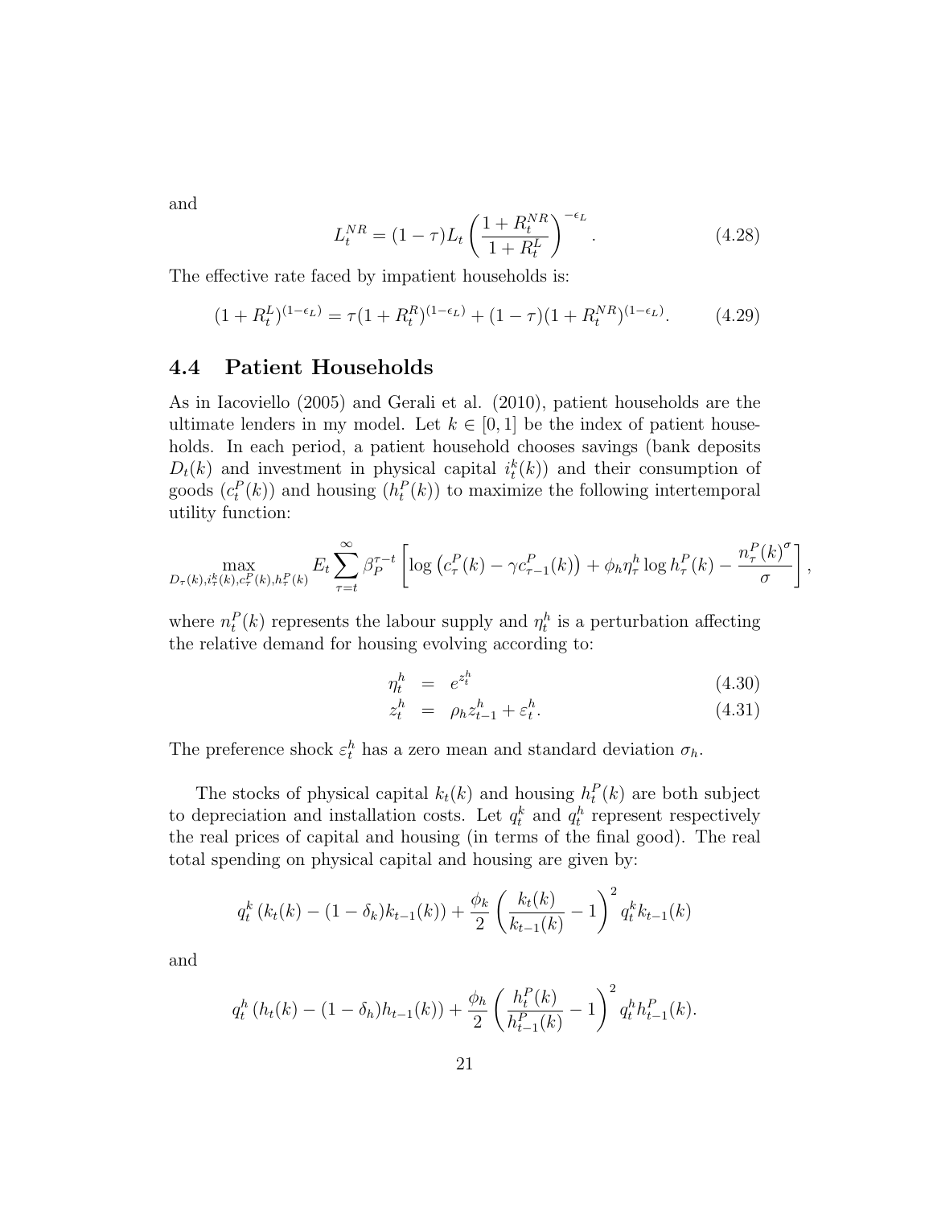and

$$L_t^{NR} = (1-\tau) L_t \left( \frac{1 + R_t^{NR}}{1 + R_t^L} \right)^{-\epsilon_L}. \tag{4.28}$$

The effective rate faced by impatient households is:

$$(1 + R_t^L)^{(1-\epsilon_L)} = \tau (1 + R_t^R)^{(1-\epsilon_L)} + (1-\tau)(1 + R_t^{NR})^{(1-\epsilon_L)}. \tag{4.29}$$

## 4.4 Patient Households

As in Iacoviello (2005) and Gerali et al. (2010), patient households are the ultimate lenders in my model. Let $k \in [0,1]$ be the index of patient households. In each period, a patient household chooses savings (bank deposits $D_t(k)$ and investment in physical capital $i_t^k(k)$) and their consumption of goods ($c_t^P(k)$) and housing ($h_t^P(k)$) to maximize the following intertemporal utility function:

$$\max_{D_\tau(k), i_\tau^k(k), c_\tau^P(k), h_\tau^P(k)} E_t \sum_{\tau=t}^{\infty} \beta_P^{\tau-t} \left[ \log \left( c_\tau^P(k) - \gamma c_{\tau-1}^P(k) \right) + \phi_h \eta_\tau^h \log h_\tau^P(k) - \frac{n_\tau^P(k)^\sigma}{\sigma} \right],$$

where $n_t^P(k)$ represents the labour supply and $\eta_t^h$ is a perturbation affecting the relative demand for housing evolving according to:

$$\eta_t^h = e^{z_t^h} \tag{4.30}$$

$$z_t^h = \rho_h z_{t-1}^h + \varepsilon_t^h. \tag{4.31}$$

The preference shock $\varepsilon_t^h$ has a zero mean and standard deviation $\sigma_h$.

The stocks of physical capital $k_t(k)$ and housing $h_t^P(k)$ are both subject to depreciation and installation costs. Let $q_t^k$ and $q_t^h$ represent respectively the real prices of capital and housing (in terms of the final good). The real total spending on physical capital and housing are given by:

$$q_t^k \left( k_t(k) - (1-\delta_k) k_{t-1}(k) \right) + \frac{\phi_k}{2} \left( \frac{k_t(k)}{k_{t-1}(k)} - 1 \right)^2 q_t^k k_{t-1}(k)$$

and

$$q_t^h \left( h_t(k) - (1-\delta_h) h_{t-1}(k) \right) + \frac{\phi_h}{2} \left( \frac{h_t^P(k)}{h_{t-1}^P(k)} - 1 \right)^2 q_t^h h_{t-1}^P(k).$$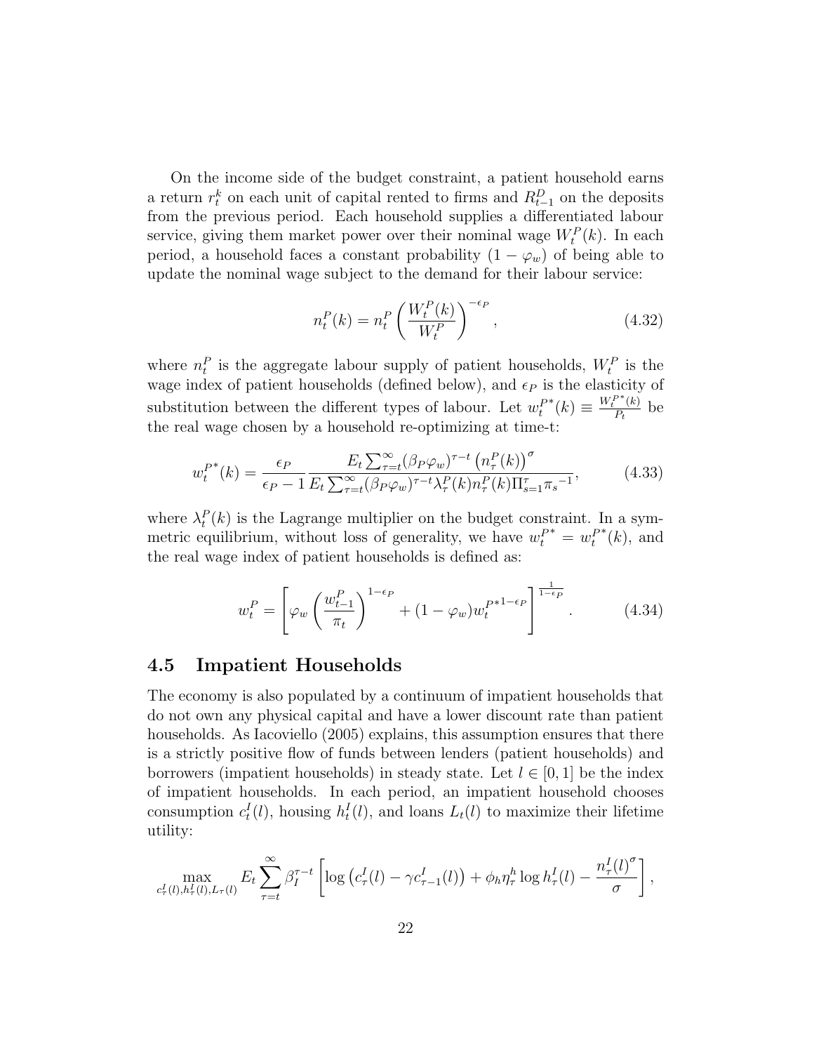On the income side of the budget constraint, a patient household earns a return $r_t^k$ on each unit of capital rented to firms and $R_{t-1}^D$ on the deposits from the previous period. Each household supplies a differentiated labour service, giving them market power over their nominal wage $W_t^P(k)$. In each period, a household faces a constant probability $(1 - \varphi_w)$ of being able to update the nominal wage subject to the demand for their labour service:

$$n_t^P(k) = n_t^P \left( \frac{W_t^P(k)}{W_t^P} \right)^{-\epsilon_P}, \tag{4.32}$$

where $n_t^P$ is the aggregate labour supply of patient households, $W_t^P$ is the wage index of patient households (defined below), and $\epsilon_P$ is the elasticity of substitution between the different types of labour. Let $w_t^{P*}(k) \equiv \frac{W_t^{P*}(k)}{P_t}$ be the real wage chosen by a household re-optimizing at time-t:

$$w_t^{P*}(k) = \frac{\epsilon_P}{\epsilon_P - 1} \frac{E_t \sum_{\tau=t}^{\infty} (\beta_P \varphi_w)^{\tau-t} \left( n_\tau^P(k) \right)^\sigma}{E_t \sum_{\tau=t}^{\infty} (\beta_P \varphi_w)^{\tau-t} \lambda_\tau^P(k) n_\tau^P(k) \Pi_{s=1}^{\tau} {\pi_s}^{-1}}, \tag{4.33}$$

where $\lambda_t^P(k)$ is the Lagrange multiplier on the budget constraint. In a symmetric equilibrium, without loss of generality, we have $w_t^{P*} = w_t^{P*}(k)$, and the real wage index of patient households is defined as:

$$w_t^P = \left[ \varphi_w \left( \frac{w_{t-1}^P}{\pi_t} \right)^{1-\epsilon_P} + (1 - \varphi_w) {w_t^{P*}}^{1-\epsilon_P} \right]^{\frac{1}{1-\epsilon_P}}. \tag{4.34}$$

## 4.5 Impatient Households

The economy is also populated by a continuum of impatient households that do not own any physical capital and have a lower discount rate than patient households. As Iacoviello (2005) explains, this assumption ensures that there is a strictly positive flow of funds between lenders (patient households) and borrowers (impatient households) in steady state. Let $l \in [0, 1]$ be the index of impatient households. In each period, an impatient household chooses consumption $c_t^I(l)$, housing $h_t^I(l)$, and loans $L_t(l)$ to maximize their lifetime utility:

$$\max_{c_\tau^I(l), h_\tau^I(l), L_\tau(l)} E_t \sum_{\tau=t}^{\infty} \beta_I^{\tau-t} \left[ \log \left( c_\tau^I(l) - \gamma c_{\tau-1}^I(l) \right) + \phi_h \eta_\tau^h \log h_\tau^I(l) - \frac{{n_\tau^I(l)}^\sigma}{\sigma} \right],$$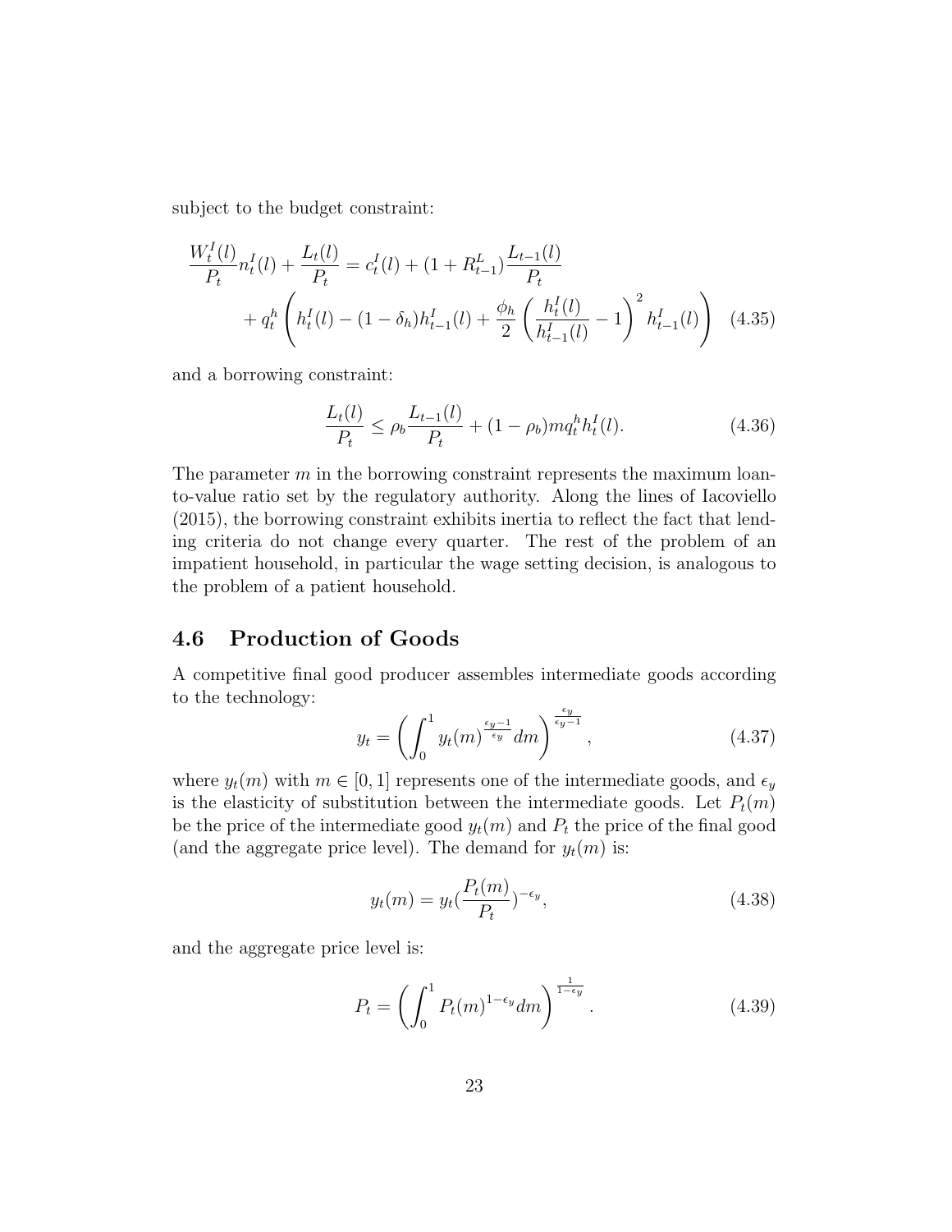subject to the budget constraint:

$$
\frac{W_t^I(l)}{P_t} n_t^I(l) + \frac{L_t(l)}{P_t} = c_t^I(l) + (1 + R_{t-1}^L) \frac{L_{t-1}(l)}{P_t} + q_t^h \left( h_t^I(l) - (1 - \delta_h) h_{t-1}^I(l) + \frac{\phi_h}{2} \left( \frac{h_t^I(l)}{h_{t-1}^I(l)} - 1 \right)^2 h_{t-1}^I(l) \right) \quad (4.35)
$$

and a borrowing constraint:

$$
\frac{L_t(l)}{P_t} \leq \rho_b \frac{L_{t-1}(l)}{P_t} + (1 - \rho_b) m q_t^h h_t^I(l). \quad (4.36)
$$

The parameter $m$ in the borrowing constraint represents the maximum loan-to-value ratio set by the regulatory authority. Along the lines of Iacoviello (2015), the borrowing constraint exhibits inertia to reflect the fact that lending criteria do not change every quarter. The rest of the problem of an impatient household, in particular the wage setting decision, is analogous to the problem of a patient household.

## 4.6 Production of Goods

A competitive final good producer assembles intermediate goods according to the technology:

$$
y_t = \left( \int_0^1 y_t(m)^{\frac{\epsilon_y - 1}{\epsilon_y}} dm \right)^{\frac{\epsilon_y}{\epsilon_y - 1}}, \quad (4.37)
$$

where $y_t(m)$ with $m \in [0, 1]$ represents one of the intermediate goods, and $\epsilon_y$ is the elasticity of substitution between the intermediate goods. Let $P_t(m)$ be the price of the intermediate good $y_t(m)$ and $P_t$ the price of the final good (and the aggregate price level). The demand for $y_t(m)$ is:

$$
y_t(m) = y_t \left( \frac{P_t(m)}{P_t} \right)^{-\epsilon_y}, \quad (4.38)
$$

and the aggregate price level is:

$$
P_t = \left( \int_0^1 P_t(m)^{1 - \epsilon_y} dm \right)^{\frac{1}{1 - \epsilon_y}}. \quad (4.39)
$$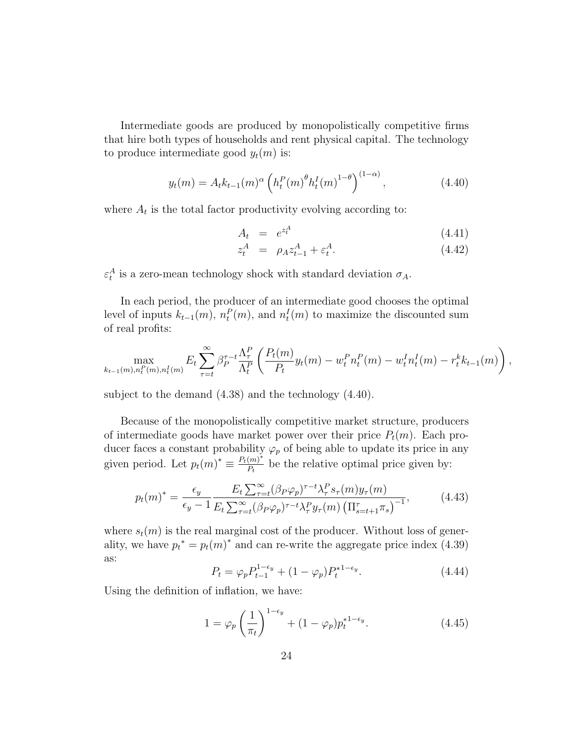Intermediate goods are produced by monopolistically competitive firms that hire both types of households and rent physical capital. The technology to produce intermediate good $y_t(m)$ is:

$$y_t(m) = A_t k_{t-1}(m)^{\alpha} \left( h_t^P(m)^{\theta} h_t^I(m)^{1-\theta} \right)^{(1-\alpha)}, \tag{4.40}$$

where $A_t$ is the total factor productivity evolving according to:

$$A_t = e^{z_t^A} \tag{4.41}$$

$$z_t^A = \rho_A z_{t-1}^A + \varepsilon_t^A. \tag{4.42}$$

$\varepsilon_t^A$ is a zero-mean technology shock with standard deviation $\sigma_A$.

In each period, the producer of an intermediate good chooses the optimal level of inputs $k_{t-1}(m)$, $n_t^P(m)$, and $n_t^I(m)$ to maximize the discounted sum of real profits:

$$\max_{k_{t-1}(m), n_t^P(m), n_t^I(m)} E_t \sum_{\tau=t}^{\infty} \beta_P^{\tau-t} \frac{\Lambda_\tau^P}{\Lambda_t^P} \left( \frac{P_t(m)}{P_t} y_t(m) - w_t^P n_t^P(m) - w_t^I n_t^I(m) - r_t^k k_{t-1}(m) \right),$$

subject to the demand (4.38) and the technology (4.40).

Because of the monopolistically competitive market structure, producers of intermediate goods have market power over their price $P_t(m)$. Each producer faces a constant probability $\varphi_p$ of being able to update its price in any given period. Let $p_t(m)^* \equiv \frac{P_t(m)^*}{P_t}$ be the relative optimal price given by:

$$p_t(m)^* = \frac{\epsilon_y}{\epsilon_y - 1} \frac{E_t \sum_{\tau=t}^{\infty} (\beta_P \varphi_p)^{\tau-t} \lambda_\tau^P s_\tau(m) y_\tau(m)}{E_t \sum_{\tau=t}^{\infty} (\beta_P \varphi_p)^{\tau-t} \lambda_\tau^P y_\tau(m) \left( \Pi_{s=t+1}^{\tau} \pi_s \right)^{-1}}, \tag{4.43}$$

where $s_t(m)$ is the real marginal cost of the producer. Without loss of generality, we have $p_t{}^* = p_t(m)^*$ and can re-write the aggregate price index (4.39) as:

$$P_t = \varphi_p P_{t-1}^{1-\epsilon_y} + (1 - \varphi_p) P_t^{*1-\epsilon_y}. \tag{4.44}$$

Using the definition of inflation, we have:

$$1 = \varphi_p \left( \frac{1}{\pi_t} \right)^{1-\epsilon_y} + (1 - \varphi_p) p_t^{*1-\epsilon_y}. \tag{4.45}$$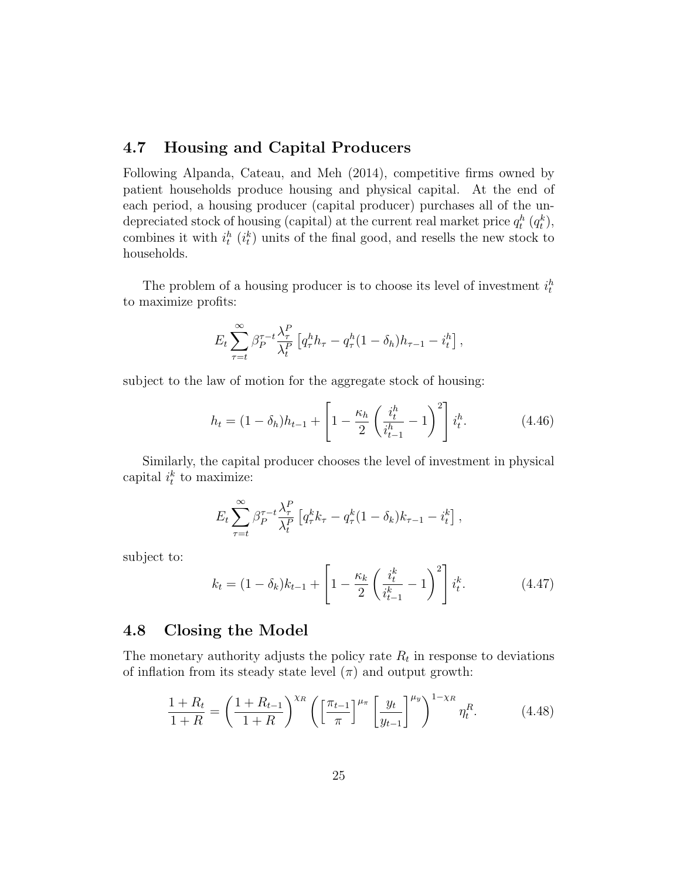## 4.7 Housing and Capital Producers

Following Alpanda, Cateau, and Meh (2014), competitive firms owned by patient households produce housing and physical capital. At the end of each period, a housing producer (capital producer) purchases all of the undepreciated stock of housing (capital) at the current real market price $q_t^h$ ($q_t^k$), combines it with $i_t^h$ ($i_t^k$) units of the final good, and resells the new stock to households.

The problem of a housing producer is to choose its level of investment $i_t^h$ to maximize profits:

$$E_t \sum_{\tau=t}^{\infty} \beta_P^{\tau-t} \frac{\lambda_\tau^P}{\lambda_t^P} \left[ q_\tau^h h_\tau - q_\tau^h (1-\delta_h) h_{\tau-1} - i_t^h \right],$$

subject to the law of motion for the aggregate stock of housing:

$$h_t = (1-\delta_h) h_{t-1} + \left[ 1 - \frac{\kappa_h}{2} \left( \frac{i_t^h}{i_{t-1}^h} - 1 \right)^2 \right] i_t^h. \tag{4.46}$$

Similarly, the capital producer chooses the level of investment in physical capital $i_t^k$ to maximize:

$$E_t \sum_{\tau=t}^{\infty} \beta_P^{\tau-t} \frac{\lambda_\tau^P}{\lambda_t^P} \left[ q_\tau^k k_\tau - q_\tau^k (1-\delta_k) k_{\tau-1} - i_t^k \right],$$

subject to:

$$k_t = (1-\delta_k) k_{t-1} + \left[ 1 - \frac{\kappa_k}{2} \left( \frac{i_t^k}{i_{t-1}^k} - 1 \right)^2 \right] i_t^k. \tag{4.47}$$

## 4.8 Closing the Model

The monetary authority adjusts the policy rate $R_t$ in response to deviations of inflation from its steady state level ($\pi$) and output growth:

$$\frac{1+R_t}{1+R} = \left( \frac{1+R_{t-1}}{1+R} \right)^{\chi_R} \left( \left[ \frac{\pi_{t-1}}{\pi} \right]^{\mu_\pi} \left[ \frac{y_t}{y_{t-1}} \right]^{\mu_y} \right)^{1-\chi_R} \eta_t^R. \tag{4.48}$$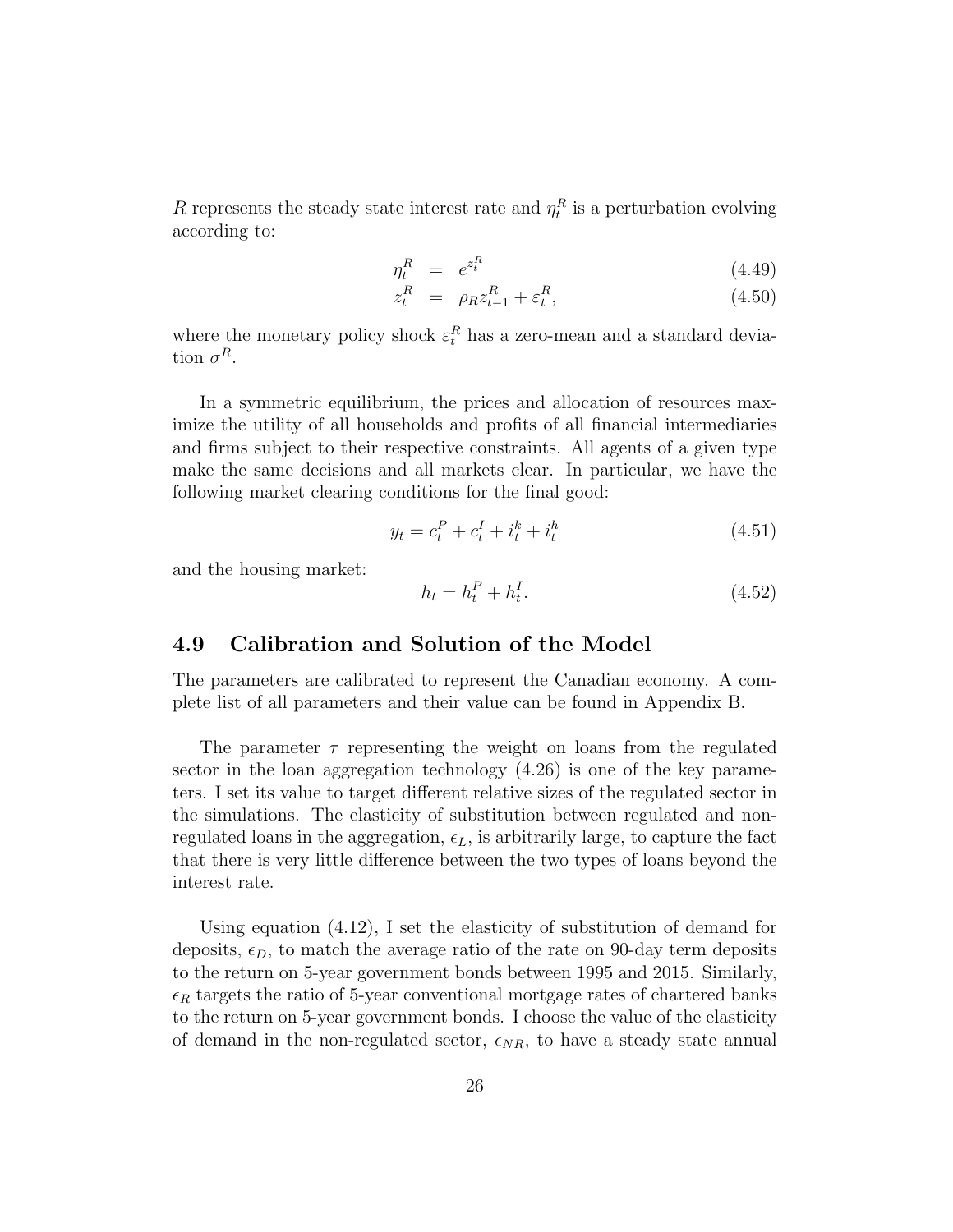$R$ represents the steady state interest rate and $\eta_t^R$ is a perturbation evolving according to:

$$\eta_t^R = e^{z_t^R} \tag{4.49}$$

$$z_t^R = \rho_R z_{t-1}^R + \varepsilon_t^R, \tag{4.50}$$

where the monetary policy shock $\varepsilon_t^R$ has a zero-mean and a standard deviation $\sigma^R$.

In a symmetric equilibrium, the prices and allocation of resources maximize the utility of all households and profits of all financial intermediaries and firms subject to their respective constraints. All agents of a given type make the same decisions and all markets clear. In particular, we have the following market clearing conditions for the final good:

$$y_t = c_t^P + c_t^I + i_t^k + i_t^h \tag{4.51}$$

and the housing market:

$$h_t = h_t^P + h_t^I. \tag{4.52}$$

## 4.9 Calibration and Solution of the Model

The parameters are calibrated to represent the Canadian economy. A complete list of all parameters and their value can be found in Appendix B.

The parameter $\tau$ representing the weight on loans from the regulated sector in the loan aggregation technology (4.26) is one of the key parameters. I set its value to target different relative sizes of the regulated sector in the simulations. The elasticity of substitution between regulated and non-regulated loans in the aggregation, $\epsilon_L$, is arbitrarily large, to capture the fact that there is very little difference between the two types of loans beyond the interest rate.

Using equation (4.12), I set the elasticity of substitution of demand for deposits, $\epsilon_D$, to match the average ratio of the rate on 90-day term deposits to the return on 5-year government bonds between 1995 and 2015. Similarly, $\epsilon_R$ targets the ratio of 5-year conventional mortgage rates of chartered banks to the return on 5-year government bonds. I choose the value of the elasticity of demand in the non-regulated sector, $\epsilon_{NR}$, to have a steady state annual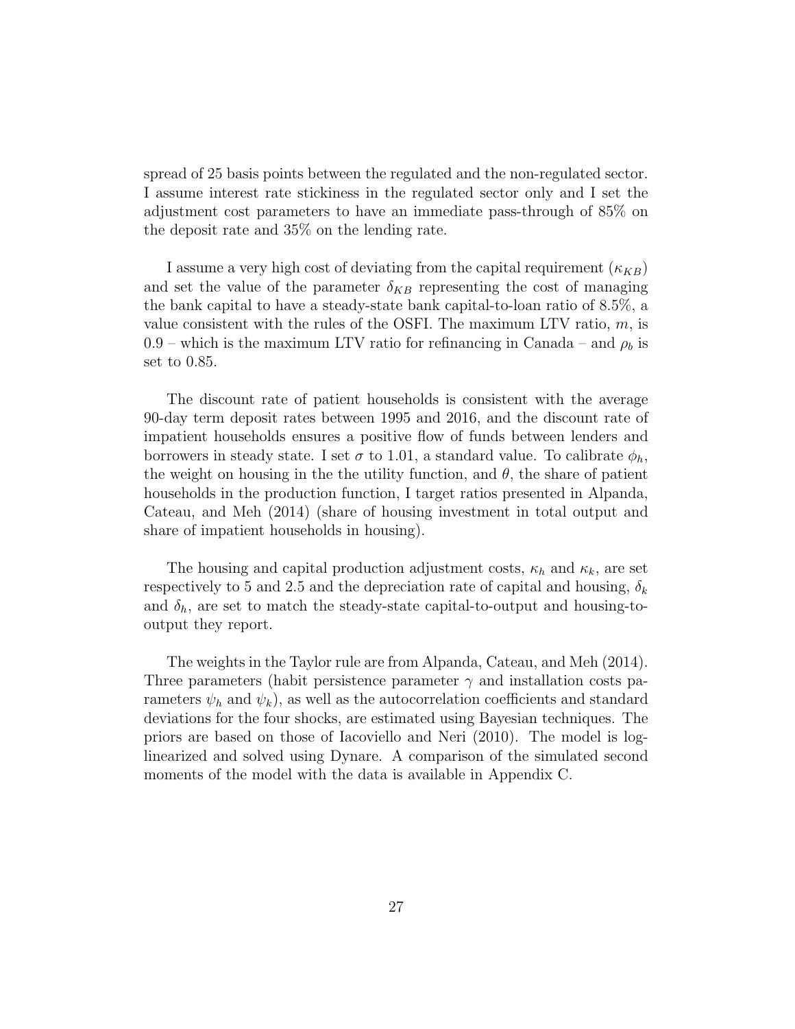spread of 25 basis points between the regulated and the non-regulated sector. I assume interest rate stickiness in the regulated sector only and I set the adjustment cost parameters to have an immediate pass-through of 85% on the deposit rate and 35% on the lending rate.

I assume a very high cost of deviating from the capital requirement ($\kappa_{KB}$) and set the value of the parameter $\delta_{KB}$ representing the cost of managing the bank capital to have a steady-state bank capital-to-loan ratio of 8.5%, a value consistent with the rules of the OSFI. The maximum LTV ratio, $m$, is 0.9 – which is the maximum LTV ratio for refinancing in Canada – and $\rho_b$ is set to 0.85.

The discount rate of patient households is consistent with the average 90-day term deposit rates between 1995 and 2016, and the discount rate of impatient households ensures a positive flow of funds between lenders and borrowers in steady state. I set $\sigma$ to 1.01, a standard value. To calibrate $\phi_h$, the weight on housing in the the utility function, and $\theta$, the share of patient households in the production function, I target ratios presented in Alpanda, Cateau, and Meh (2014) (share of housing investment in total output and share of impatient households in housing).

The housing and capital production adjustment costs, $\kappa_h$ and $\kappa_k$, are set respectively to 5 and 2.5 and the depreciation rate of capital and housing, $\delta_k$ and $\delta_h$, are set to match the steady-state capital-to-output and housing-to-output they report.

The weights in the Taylor rule are from Alpanda, Cateau, and Meh (2014). Three parameters (habit persistence parameter $\gamma$ and installation costs parameters $\psi_h$ and $\psi_k$), as well as the autocorrelation coefficients and standard deviations for the four shocks, are estimated using Bayesian techniques. The priors are based on those of Iacoviello and Neri (2010). The model is log-linearized and solved using Dynare. A comparison of the simulated second moments of the model with the data is available in Appendix C.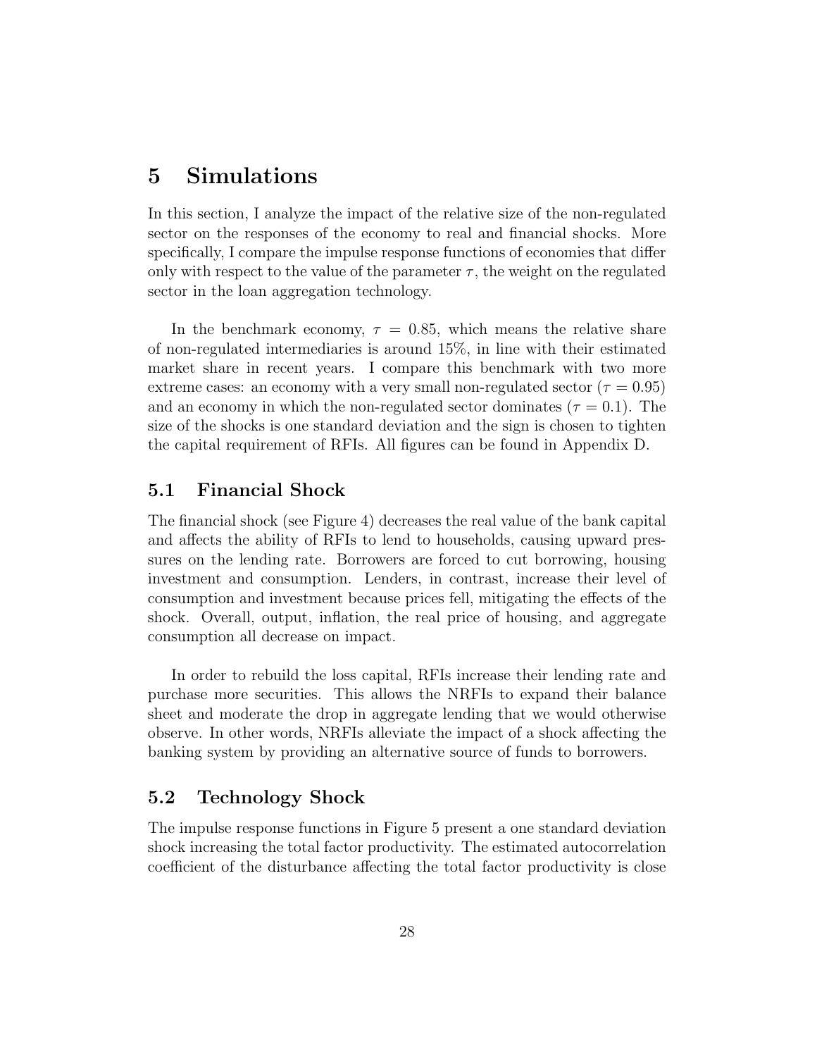# 5 Simulations

In this section, I analyze the impact of the relative size of the non-regulated sector on the responses of the economy to real and financial shocks. More specifically, I compare the impulse response functions of economies that differ only with respect to the value of the parameter $\tau$, the weight on the regulated sector in the loan aggregation technology.

In the benchmark economy, $\tau = 0.85$, which means the relative share of non-regulated intermediaries is around 15%, in line with their estimated market share in recent years. I compare this benchmark with two more extreme cases: an economy with a very small non-regulated sector ($\tau = 0.95$) and an economy in which the non-regulated sector dominates ($\tau = 0.1$). The size of the shocks is one standard deviation and the sign is chosen to tighten the capital requirement of RFIs. All figures can be found in Appendix D.

## 5.1 Financial Shock

The financial shock (see Figure 4) decreases the real value of the bank capital and affects the ability of RFIs to lend to households, causing upward pressures on the lending rate. Borrowers are forced to cut borrowing, housing investment and consumption. Lenders, in contrast, increase their level of consumption and investment because prices fell, mitigating the effects of the shock. Overall, output, inflation, the real price of housing, and aggregate consumption all decrease on impact.

In order to rebuild the loss capital, RFIs increase their lending rate and purchase more securities. This allows the NRFIs to expand their balance sheet and moderate the drop in aggregate lending that we would otherwise observe. In other words, NRFIs alleviate the impact of a shock affecting the banking system by providing an alternative source of funds to borrowers.

## 5.2 Technology Shock

The impulse response functions in Figure 5 present a one standard deviation shock increasing the total factor productivity. The estimated autocorrelation coefficient of the disturbance affecting the total factor productivity is close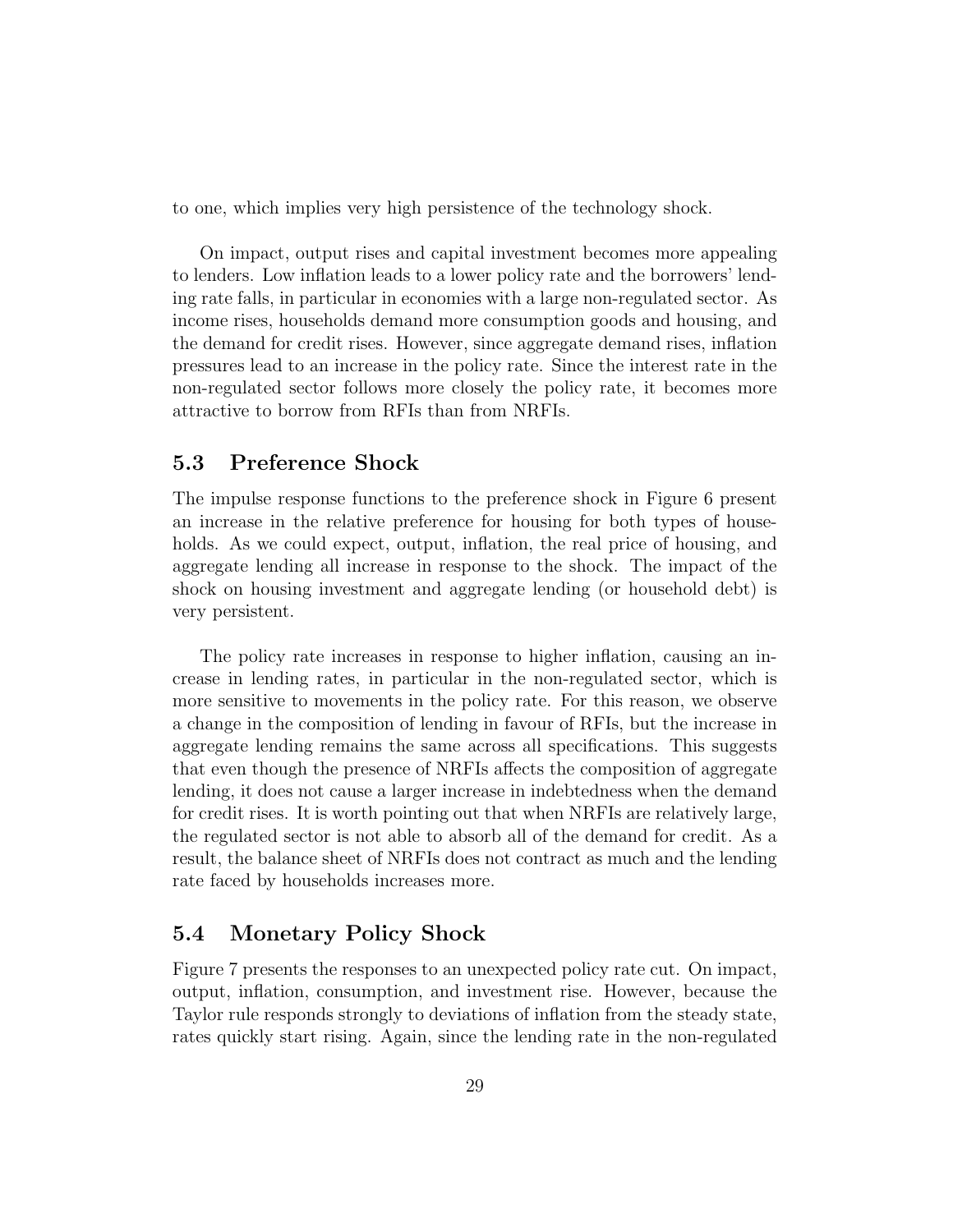to one, which implies very high persistence of the technology shock.

On impact, output rises and capital investment becomes more appealing to lenders. Low inflation leads to a lower policy rate and the borrowers' lending rate falls, in particular in economies with a large non-regulated sector. As income rises, households demand more consumption goods and housing, and the demand for credit rises. However, since aggregate demand rises, inflation pressures lead to an increase in the policy rate. Since the interest rate in the non-regulated sector follows more closely the policy rate, it becomes more attractive to borrow from RFIs than from NRFIs.

## 5.3 Preference Shock

The impulse response functions to the preference shock in Figure 6 present an increase in the relative preference for housing for both types of households. As we could expect, output, inflation, the real price of housing, and aggregate lending all increase in response to the shock. The impact of the shock on housing investment and aggregate lending (or household debt) is very persistent.

The policy rate increases in response to higher inflation, causing an increase in lending rates, in particular in the non-regulated sector, which is more sensitive to movements in the policy rate. For this reason, we observe a change in the composition of lending in favour of RFIs, but the increase in aggregate lending remains the same across all specifications. This suggests that even though the presence of NRFIs affects the composition of aggregate lending, it does not cause a larger increase in indebtedness when the demand for credit rises. It is worth pointing out that when NRFIs are relatively large, the regulated sector is not able to absorb all of the demand for credit. As a result, the balance sheet of NRFIs does not contract as much and the lending rate faced by households increases more.

## 5.4 Monetary Policy Shock

Figure 7 presents the responses to an unexpected policy rate cut. On impact, output, inflation, consumption, and investment rise. However, because the Taylor rule responds strongly to deviations of inflation from the steady state, rates quickly start rising. Again, since the lending rate in the non-regulated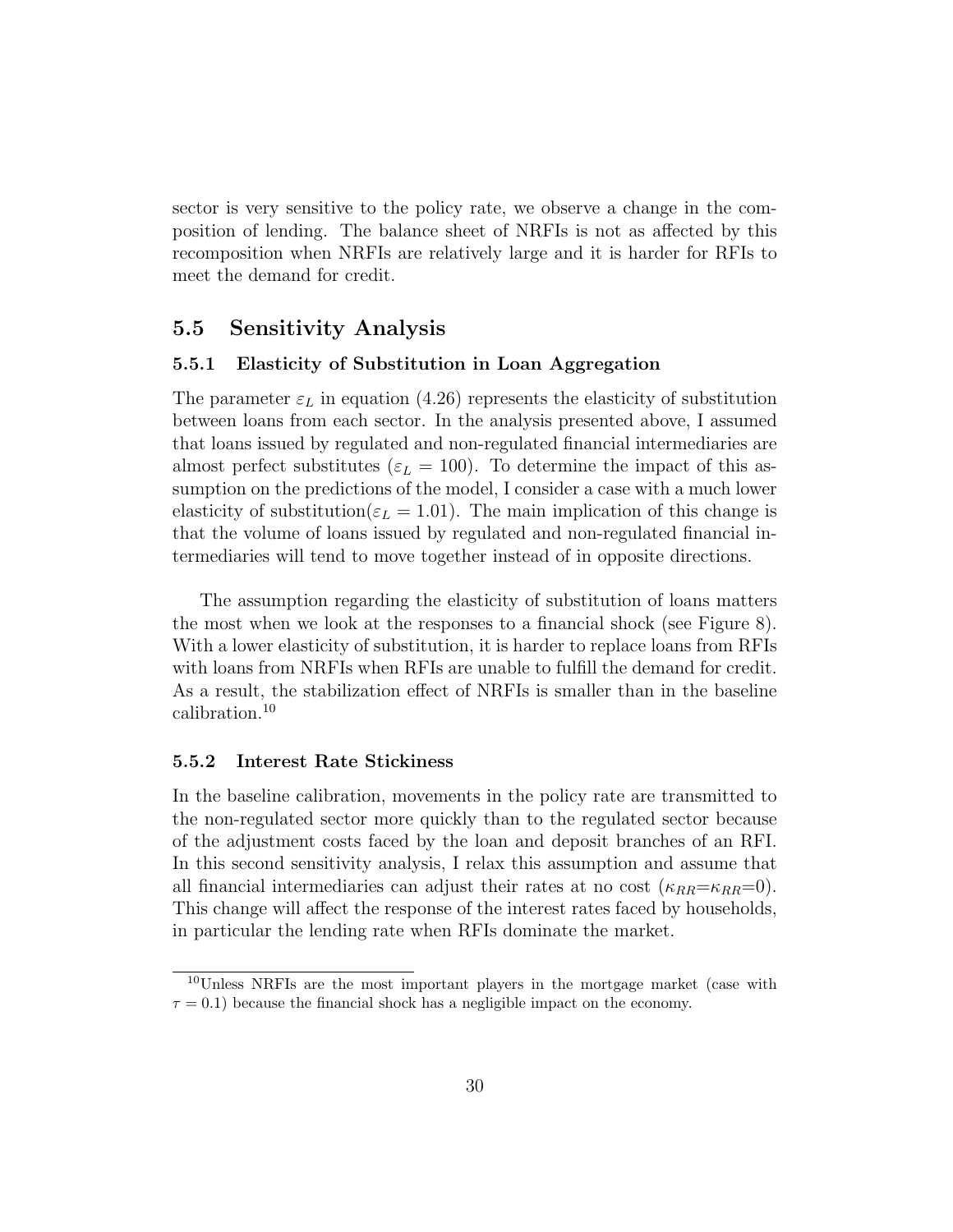sector is very sensitive to the policy rate, we observe a change in the composition of lending. The balance sheet of NRFIs is not as affected by this recomposition when NRFIs are relatively large and it is harder for RFIs to meet the demand for credit.

## 5.5 Sensitivity Analysis

### 5.5.1 Elasticity of Substitution in Loan Aggregation

The parameter $\varepsilon_L$ in equation (4.26) represents the elasticity of substitution between loans from each sector. In the analysis presented above, I assumed that loans issued by regulated and non-regulated financial intermediaries are almost perfect substitutes ($\varepsilon_L = 100$). To determine the impact of this assumption on the predictions of the model, I consider a case with a much lower elasticity of substitution($\varepsilon_L = 1.01$). The main implication of this change is that the volume of loans issued by regulated and non-regulated financial intermediaries will tend to move together instead of in opposite directions.

The assumption regarding the elasticity of substitution of loans matters the most when we look at the responses to a financial shock (see Figure 8). With a lower elasticity of substitution, it is harder to replace loans from RFIs with loans from NRFIs when RFIs are unable to fulfill the demand for credit. As a result, the stabilization effect of NRFIs is smaller than in the baseline calibration.[10]

### 5.5.2 Interest Rate Stickiness

In the baseline calibration, movements in the policy rate are transmitted to the non-regulated sector more quickly than to the regulated sector because of the adjustment costs faced by the loan and deposit branches of an RFI. In this second sensitivity analysis, I relax this assumption and assume that all financial intermediaries can adjust their rates at no cost ($\kappa_{RR}$=$\kappa_{RR}$=0). This change will affect the response of the interest rates faced by households, in particular the lending rate when RFIs dominate the market.

[10] Unless NRFIs are the most important players in the mortgage market (case with $\tau = 0.1$) because the financial shock has a negligible impact on the economy.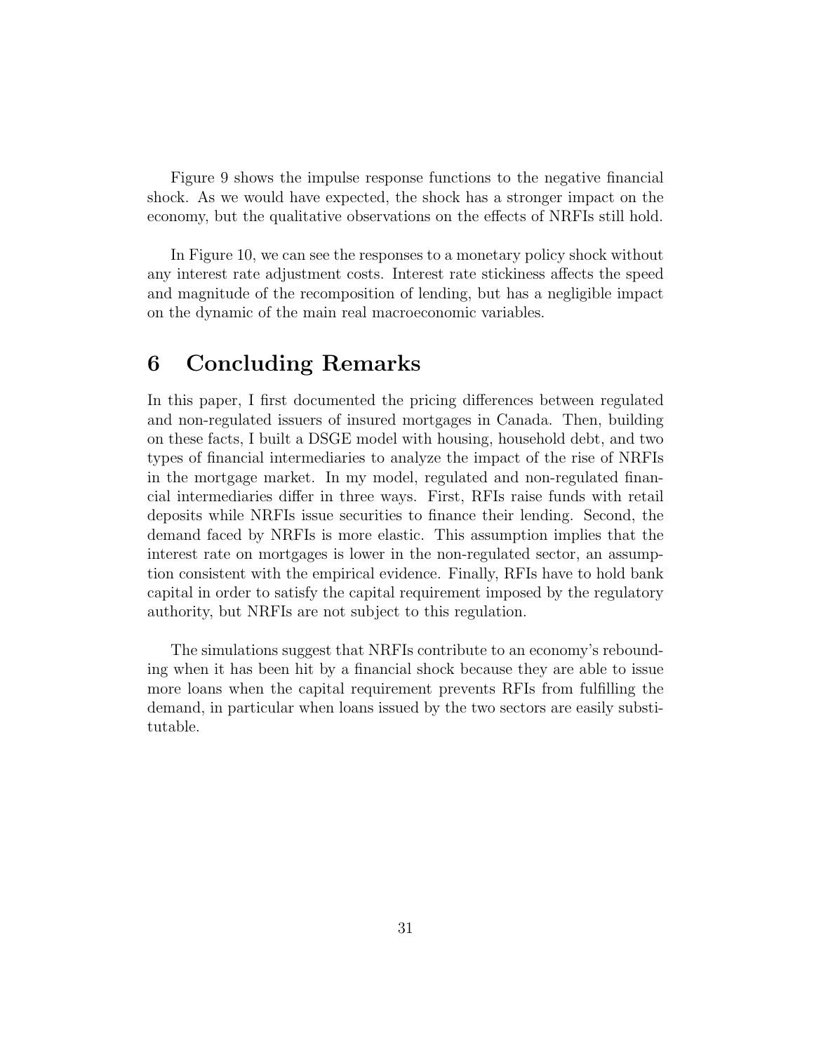Figure 9 shows the impulse response functions to the negative financial shock. As we would have expected, the shock has a stronger impact on the economy, but the qualitative observations on the effects of NRFIs still hold.

In Figure 10, we can see the responses to a monetary policy shock without any interest rate adjustment costs. Interest rate stickiness affects the speed and magnitude of the recomposition of lending, but has a negligible impact on the dynamic of the main real macroeconomic variables.

# 6 Concluding Remarks

In this paper, I first documented the pricing differences between regulated and non-regulated issuers of insured mortgages in Canada. Then, building on these facts, I built a DSGE model with housing, household debt, and two types of financial intermediaries to analyze the impact of the rise of NRFIs in the mortgage market. In my model, regulated and non-regulated financial intermediaries differ in three ways. First, RFIs raise funds with retail deposits while NRFIs issue securities to finance their lending. Second, the demand faced by NRFIs is more elastic. This assumption implies that the interest rate on mortgages is lower in the non-regulated sector, an assumption consistent with the empirical evidence. Finally, RFIs have to hold bank capital in order to satisfy the capital requirement imposed by the regulatory authority, but NRFIs are not subject to this regulation.

The simulations suggest that NRFIs contribute to an economy's rebounding when it has been hit by a financial shock because they are able to issue more loans when the capital requirement prevents RFIs from fulfilling the demand, in particular when loans issued by the two sectors are easily substitutable.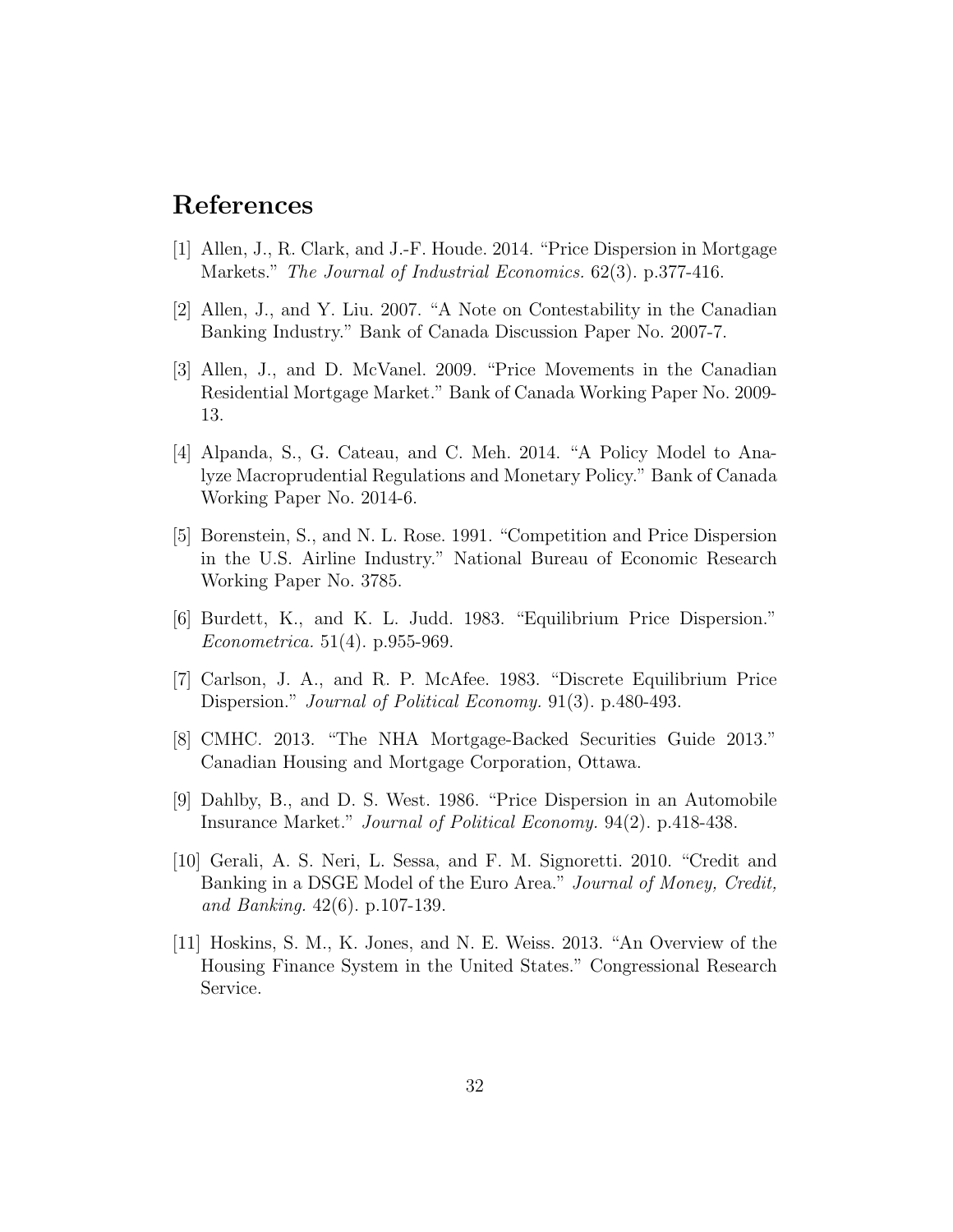# References

[1] Allen, J., R. Clark, and J.-F. Houde. 2014. "Price Dispersion in Mortgage Markets." *The Journal of Industrial Economics.* 62(3). p.377-416.

[2] Allen, J., and Y. Liu. 2007. "A Note on Contestability in the Canadian Banking Industry." Bank of Canada Discussion Paper No. 2007-7.

[3] Allen, J., and D. McVanel. 2009. "Price Movements in the Canadian Residential Mortgage Market." Bank of Canada Working Paper No. 2009-13.

[4] Alpanda, S., G. Cateau, and C. Meh. 2014. "A Policy Model to Analyze Macroprudential Regulations and Monetary Policy." Bank of Canada Working Paper No. 2014-6.

[5] Borenstein, S., and N. L. Rose. 1991. "Competition and Price Dispersion in the U.S. Airline Industry." National Bureau of Economic Research Working Paper No. 3785.

[6] Burdett, K., and K. L. Judd. 1983. "Equilibrium Price Dispersion." *Econometrica.* 51(4). p.955-969.

[7] Carlson, J. A., and R. P. McAfee. 1983. "Discrete Equilibrium Price Dispersion." *Journal of Political Economy.* 91(3). p.480-493.

[8] CMHC. 2013. "The NHA Mortgage-Backed Securities Guide 2013." Canadian Housing and Mortgage Corporation, Ottawa.

[9] Dahlby, B., and D. S. West. 1986. "Price Dispersion in an Automobile Insurance Market." *Journal of Political Economy.* 94(2). p.418-438.

[10] Gerali, A. S. Neri, L. Sessa, and F. M. Signoretti. 2010. "Credit and Banking in a DSGE Model of the Euro Area." *Journal of Money, Credit, and Banking.* 42(6). p.107-139.

[11] Hoskins, S. M., K. Jones, and N. E. Weiss. 2013. "An Overview of the Housing Finance System in the United States." Congressional Research Service.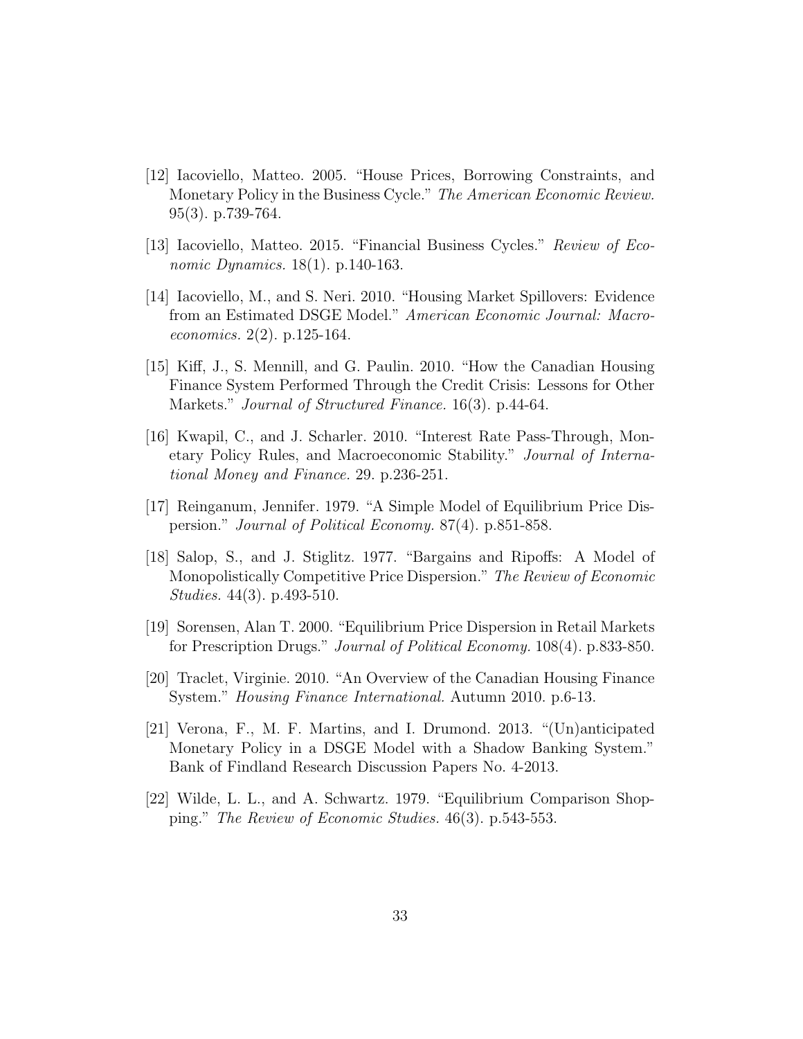[12] Iacoviello, Matteo. 2005. "House Prices, Borrowing Constraints, and Monetary Policy in the Business Cycle." *The American Economic Review.* 95(3). p.739-764.

[13] Iacoviello, Matteo. 2015. "Financial Business Cycles." *Review of Economic Dynamics.* 18(1). p.140-163.

[14] Iacoviello, M., and S. Neri. 2010. "Housing Market Spillovers: Evidence from an Estimated DSGE Model." *American Economic Journal: Macroeconomics.* 2(2). p.125-164.

[15] Kiff, J., S. Mennill, and G. Paulin. 2010. "How the Canadian Housing Finance System Performed Through the Credit Crisis: Lessons for Other Markets." *Journal of Structured Finance.* 16(3). p.44-64.

[16] Kwapil, C., and J. Scharler. 2010. "Interest Rate Pass-Through, Monetary Policy Rules, and Macroeconomic Stability." *Journal of International Money and Finance.* 29. p.236-251.

[17] Reinganum, Jennifer. 1979. "A Simple Model of Equilibrium Price Dispersion." *Journal of Political Economy.* 87(4). p.851-858.

[18] Salop, S., and J. Stiglitz. 1977. "Bargains and Ripoffs: A Model of Monopolistically Competitive Price Dispersion." *The Review of Economic Studies.* 44(3). p.493-510.

[19] Sorensen, Alan T. 2000. "Equilibrium Price Dispersion in Retail Markets for Prescription Drugs." *Journal of Political Economy.* 108(4). p.833-850.

[20] Traclet, Virginie. 2010. "An Overview of the Canadian Housing Finance System." *Housing Finance International.* Autumn 2010. p.6-13.

[21] Verona, F., M. F. Martins, and I. Drumond. 2013. "(Un)anticipated Monetary Policy in a DSGE Model with a Shadow Banking System." Bank of Findland Research Discussion Papers No. 4-2013.

[22] Wilde, L. L., and A. Schwartz. 1979. "Equilibrium Comparison Shopping." *The Review of Economic Studies.* 46(3). p.543-553.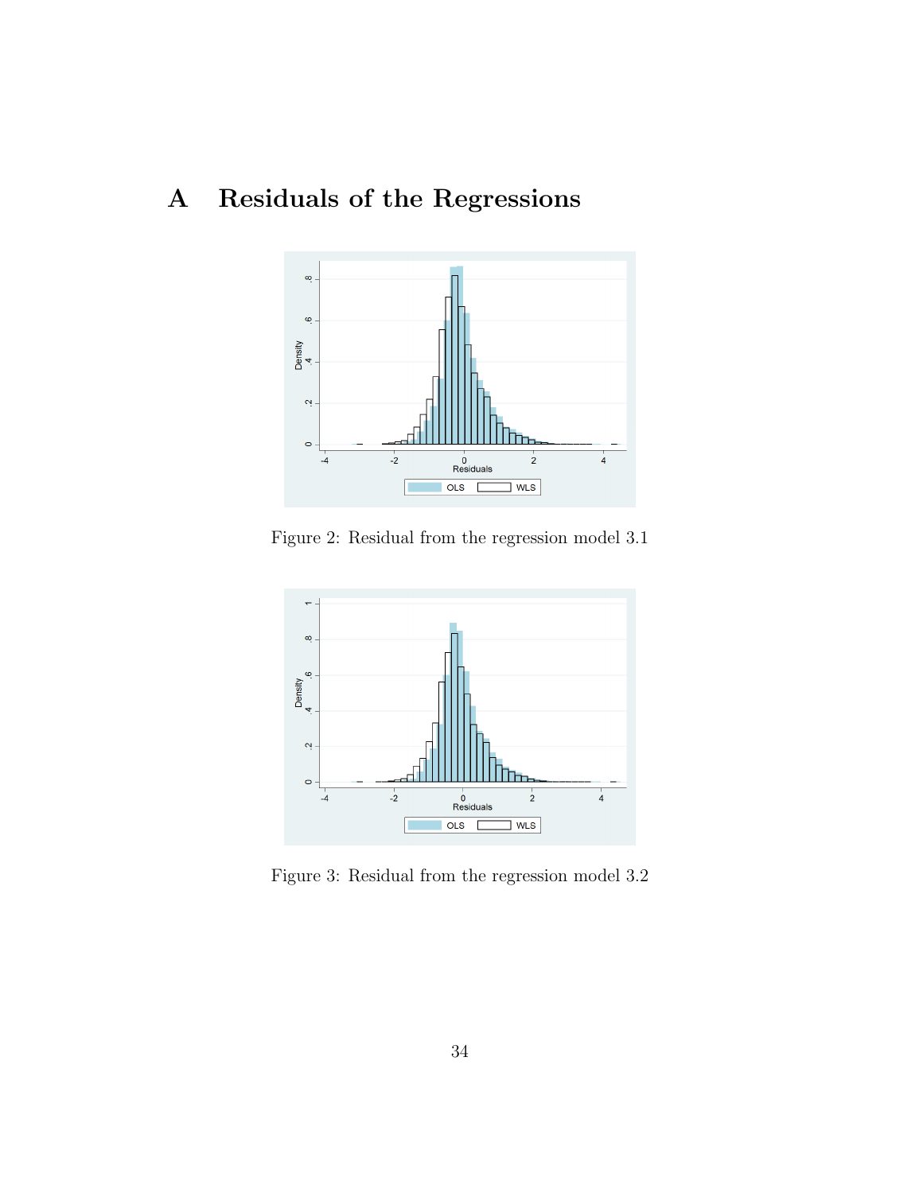# A Residuals of the Regressions

Figure 2: Residual from the regression model 3.1

Figure 3: Residual from the regression model 3.2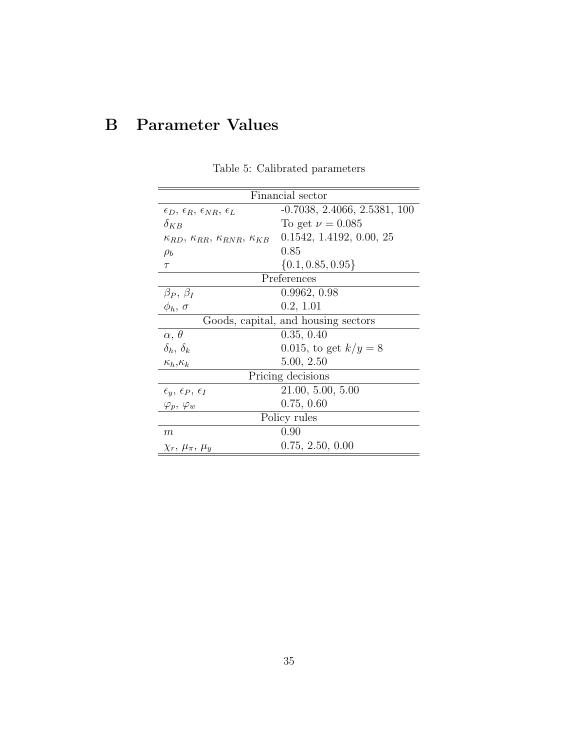# B Parameter Values

Table 5: Calibrated parameters

| Financial sector | |
|---|---|
| $\epsilon_D$, $\epsilon_R$, $\epsilon_{NR}$, $\epsilon_L$ | -0.7038, 2.4066, 2.5381, 100 |
| $\delta_{KB}$ | To get $\nu = 0.085$ |
| $\kappa_{RD}$, $\kappa_{RR}$, $\kappa_{RNR}$, $\kappa_{KB}$ | 0.1542, 1.4192, 0.00, 25 |
| $\rho_b$ | 0.85 |
| $\tau$ | $\{0.1, 0.85, 0.95\}$ |
| **Preferences** | |
| $\beta_P$, $\beta_I$ | 0.9962, 0.98 |
| $\phi_h$, $\sigma$ | 0.2, 1.01 |
| **Goods, capital, and housing sectors** | |
| $\alpha$, $\theta$ | 0.35, 0.40 |
| $\delta_h$, $\delta_k$ | 0.015, to get $k/y = 8$ |
| $\kappa_h$,$\kappa_k$ | 5.00, 2.50 |
| **Pricing decisions** | |
| $\epsilon_y$, $\epsilon_P$, $\epsilon_I$ | 21.00, 5.00, 5.00 |
| $\varphi_p$, $\varphi_w$ | 0.75, 0.60 |
| **Policy rules** | |
| $m$ | 0.90 |
| $\chi_r$, $\mu_\pi$, $\mu_y$ | 0.75, 2.50, 0.00 |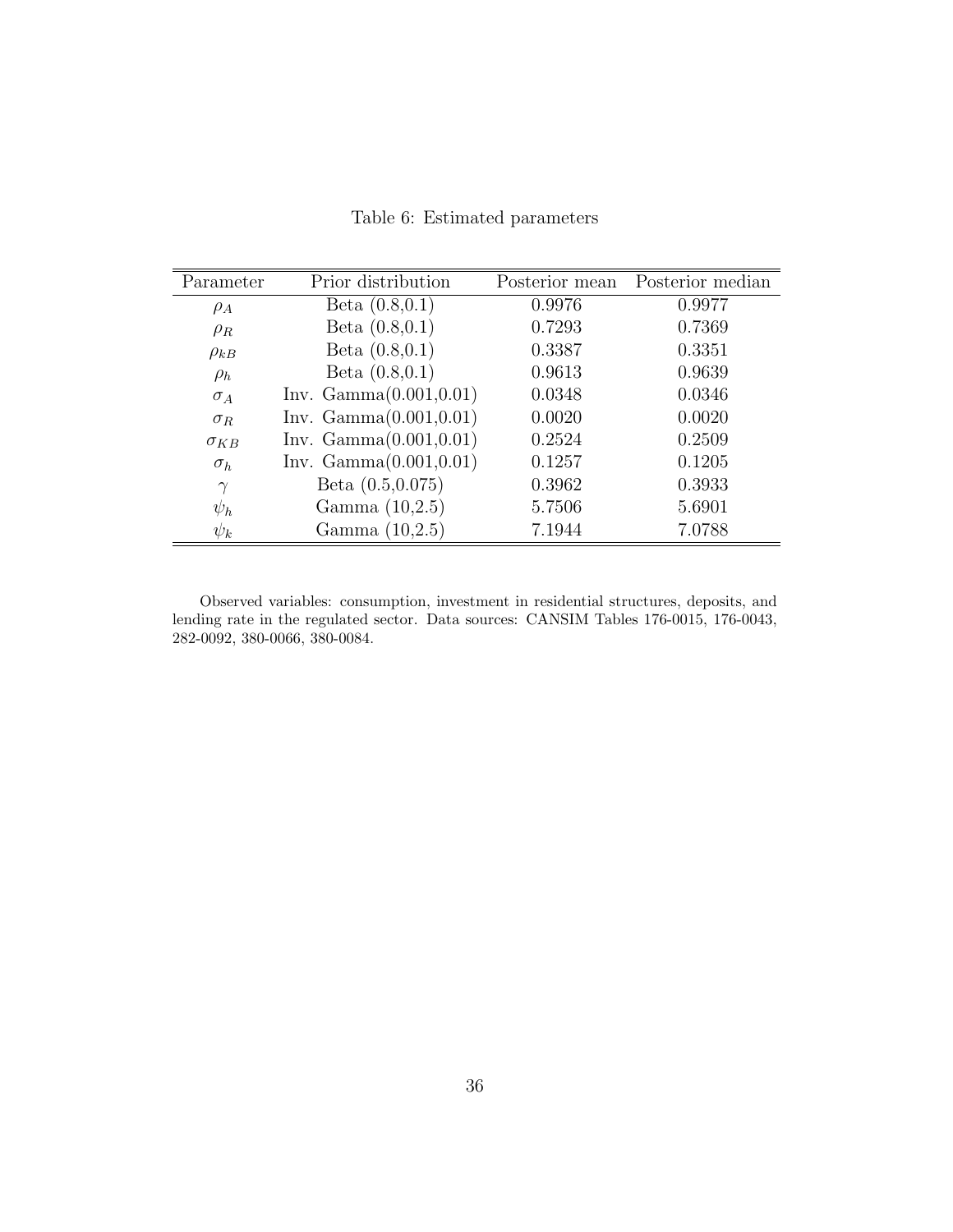Table 6: Estimated parameters

| Parameter | Prior distribution | Posterior mean | Posterior median |
|---|---|---|---|
| $\rho_A$ | Beta (0.8,0.1) | 0.9976 | 0.9977 |
| $\rho_R$ | Beta (0.8,0.1) | 0.7293 | 0.7369 |
| $\rho_{kB}$ | Beta (0.8,0.1) | 0.3387 | 0.3351 |
| $\rho_h$ | Beta (0.8,0.1) | 0.9613 | 0.9639 |
| $\sigma_A$ | Inv. Gamma(0.001,0.01) | 0.0348 | 0.0346 |
| $\sigma_R$ | Inv. Gamma(0.001,0.01) | 0.0020 | 0.0020 |
| $\sigma_{KB}$ | Inv. Gamma(0.001,0.01) | 0.2524 | 0.2509 |
| $\sigma_h$ | Inv. Gamma(0.001,0.01) | 0.1257 | 0.1205 |
| $\gamma$ | Beta (0.5,0.075) | 0.3962 | 0.3933 |
| $\psi_h$ | Gamma (10,2.5) | 5.7506 | 5.6901 |
| $\psi_k$ | Gamma (10,2.5) | 7.1944 | 7.0788 |

Observed variables: consumption, investment in residential structures, deposits, and lending rate in the regulated sector. Data sources: CANSIM Tables 176-0015, 176-0043, 282-0092, 380-0066, 380-0084.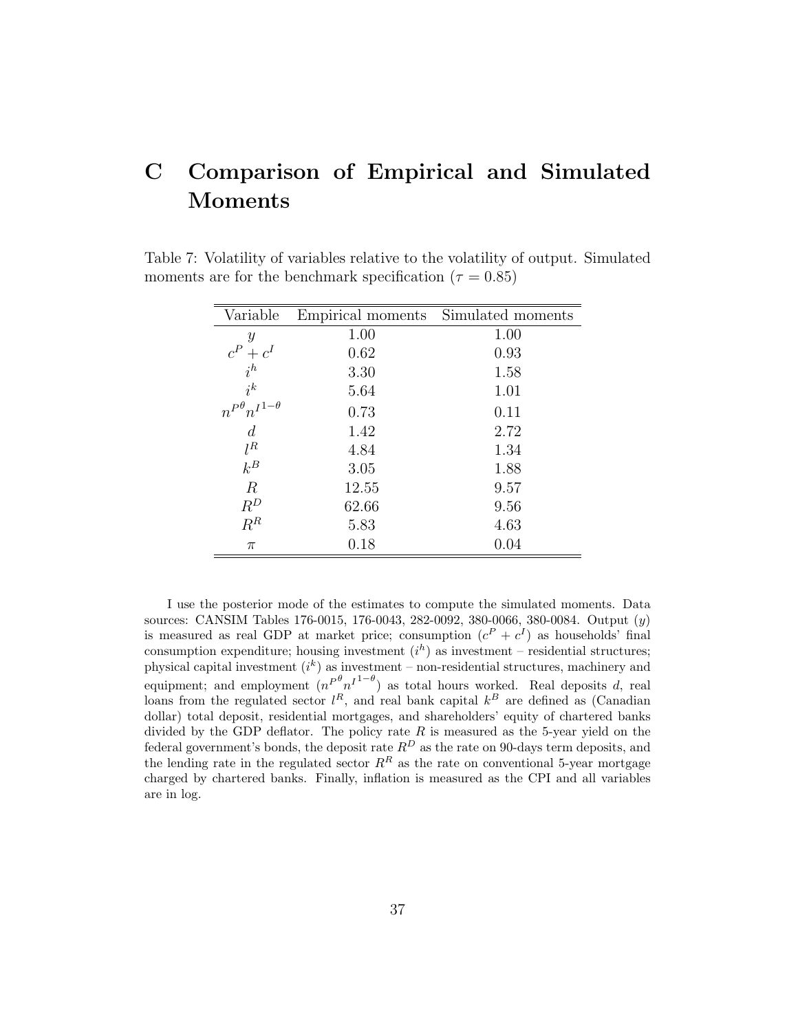# C Comparison of Empirical and Simulated Moments

Table 7: Volatility of variables relative to the volatility of output. Simulated moments are for the benchmark specification ($\tau = 0.85$)

| Variable | Empirical moments | Simulated moments |
|---|---|---|
| $y$ | 1.00 | 1.00 |
| $c^P + c^I$ | 0.62 | 0.93 |
| $i^h$ | 3.30 | 1.58 |
| $i^k$ | 5.64 | 1.01 |
| ${n^P}^\theta {n^I}^{1-\theta}$ | 0.73 | 0.11 |
| $d$ | 1.42 | 2.72 |
| $l^R$ | 4.84 | 1.34 |
| $k^B$ | 3.05 | 1.88 |
| $R$ | 12.55 | 9.57 |
| $R^D$ | 62.66 | 9.56 |
| $R^R$ | 5.83 | 4.63 |
| $\pi$ | 0.18 | 0.04 |

I use the posterior mode of the estimates to compute the simulated moments. Data sources: CANSIM Tables 176-0015, 176-0043, 282-0092, 380-0066, 380-0084. Output ($y$) is measured as real GDP at market price; consumption ($c^P + c^I$) as households' final consumption expenditure; housing investment ($i^h$) as investment – residential structures; physical capital investment ($i^k$) as investment – non-residential structures, machinery and equipment; and employment (${n^P}^\theta {n^I}^{1-\theta}$) as total hours worked. Real deposits $d$, real loans from the regulated sector $l^R$, and real bank capital $k^B$ are defined as (Canadian dollar) total deposit, residential mortgages, and shareholders' equity of chartered banks divided by the GDP deflator. The policy rate $R$ is measured as the 5-year yield on the federal government's bonds, the deposit rate $R^D$ as the rate on 90-days term deposits, and the lending rate in the regulated sector $R^R$ as the rate on conventional 5-year mortgage charged by chartered banks. Finally, inflation is measured as the CPI and all variables are in log.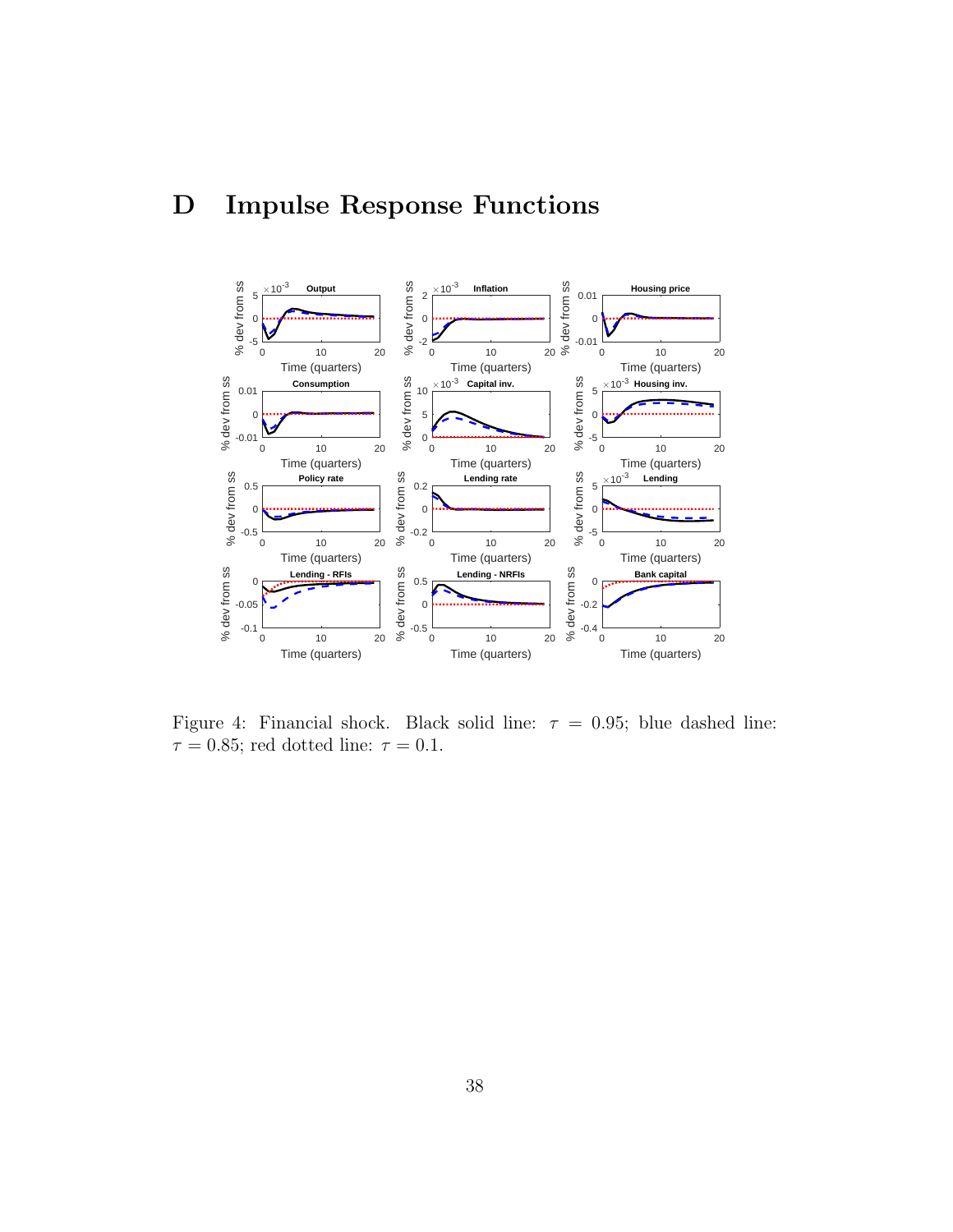# D Impulse Response Functions

Figure 4: Financial shock. Black solid line: $\tau = 0.95$; blue dashed line: $\tau = 0.85$; red dotted line: $\tau = 0.1$.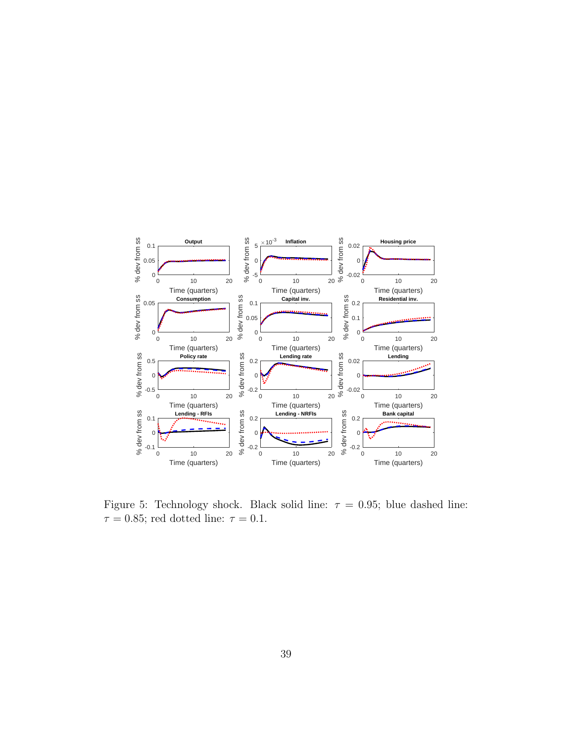Figure 5: Technology shock. Black solid line: $\tau = 0.95$; blue dashed line: $\tau = 0.85$; red dotted line: $\tau = 0.1$.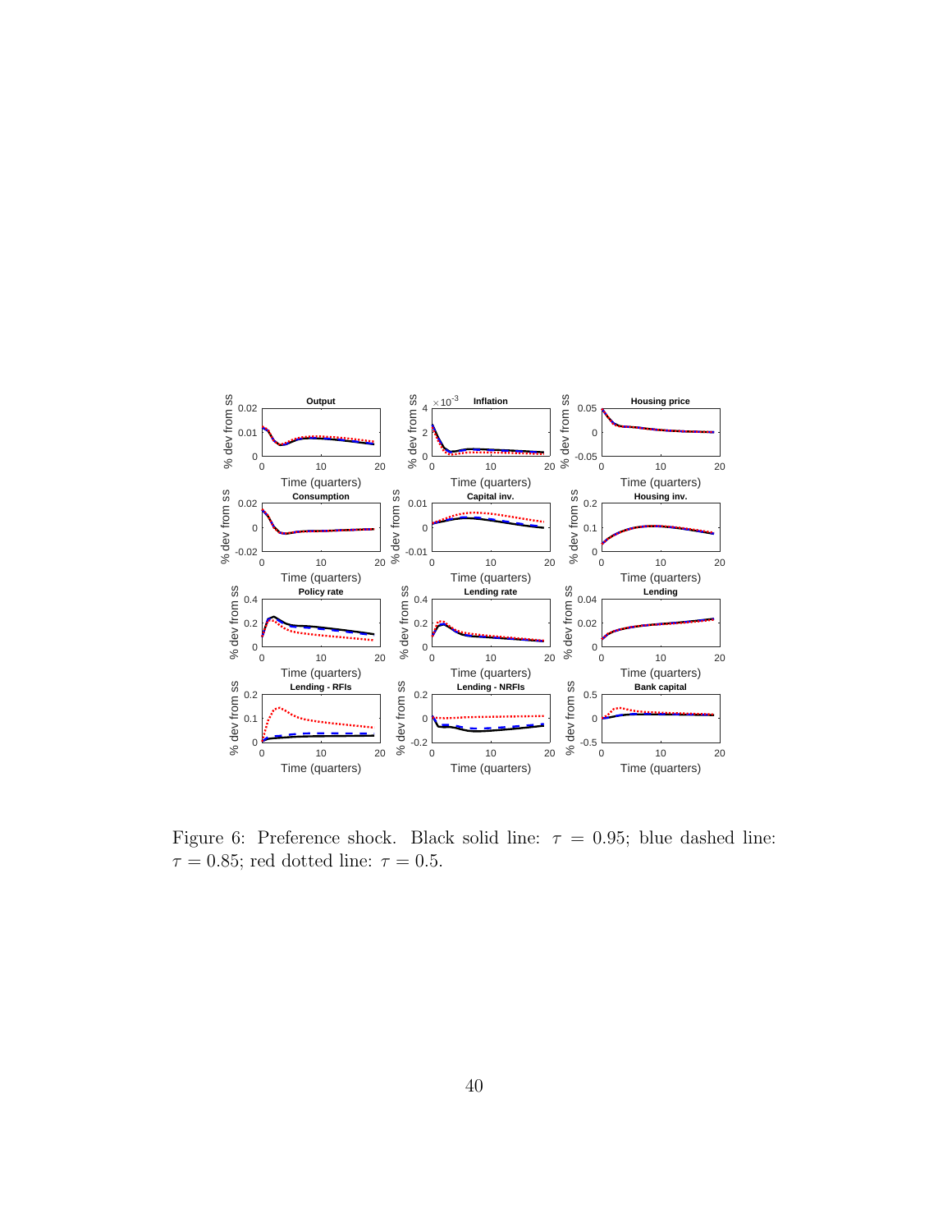Figure 6: Preference shock. Black solid line: $\tau = 0.95$; blue dashed line: $\tau = 0.85$; red dotted line: $\tau = 0.5$.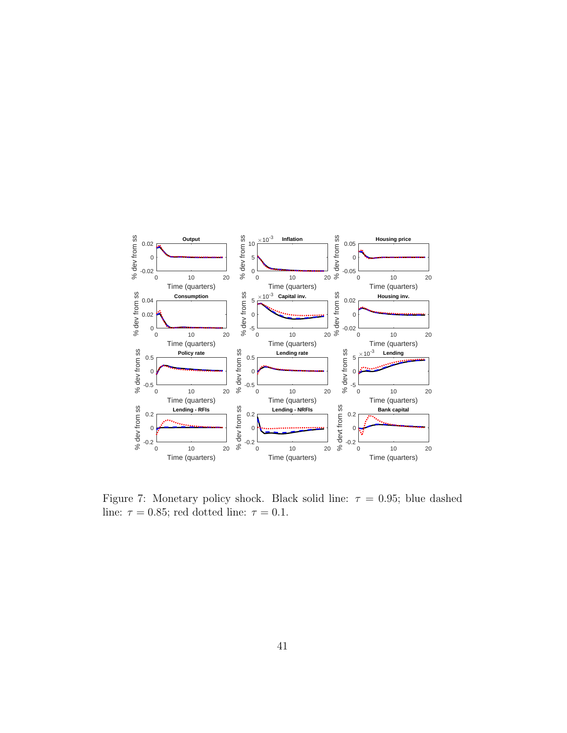Figure 7: Monetary policy shock. Black solid line: $\tau = 0.95$; blue dashed line: $\tau = 0.85$; red dotted line: $\tau = 0.1$.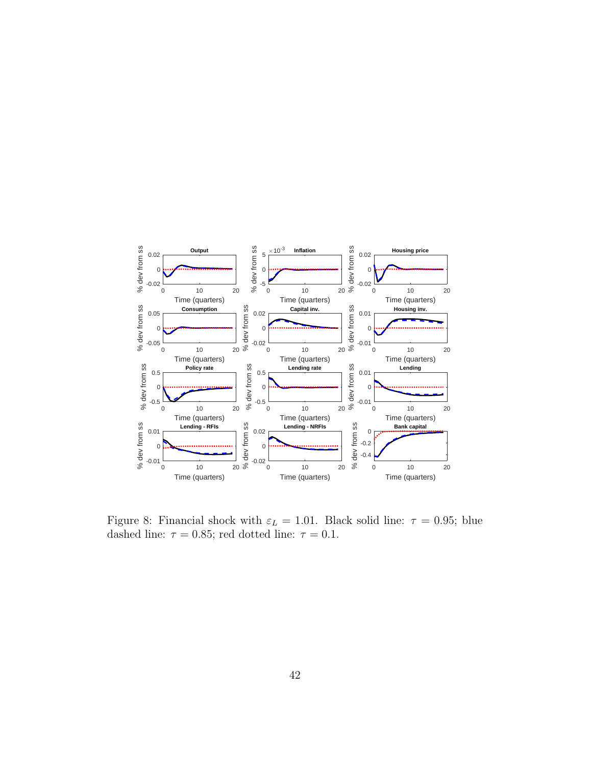Figure 8: Financial shock with $\varepsilon_L = 1.01$. Black solid line: $\tau = 0.95$; blue dashed line: $\tau = 0.85$; red dotted line: $\tau = 0.1$.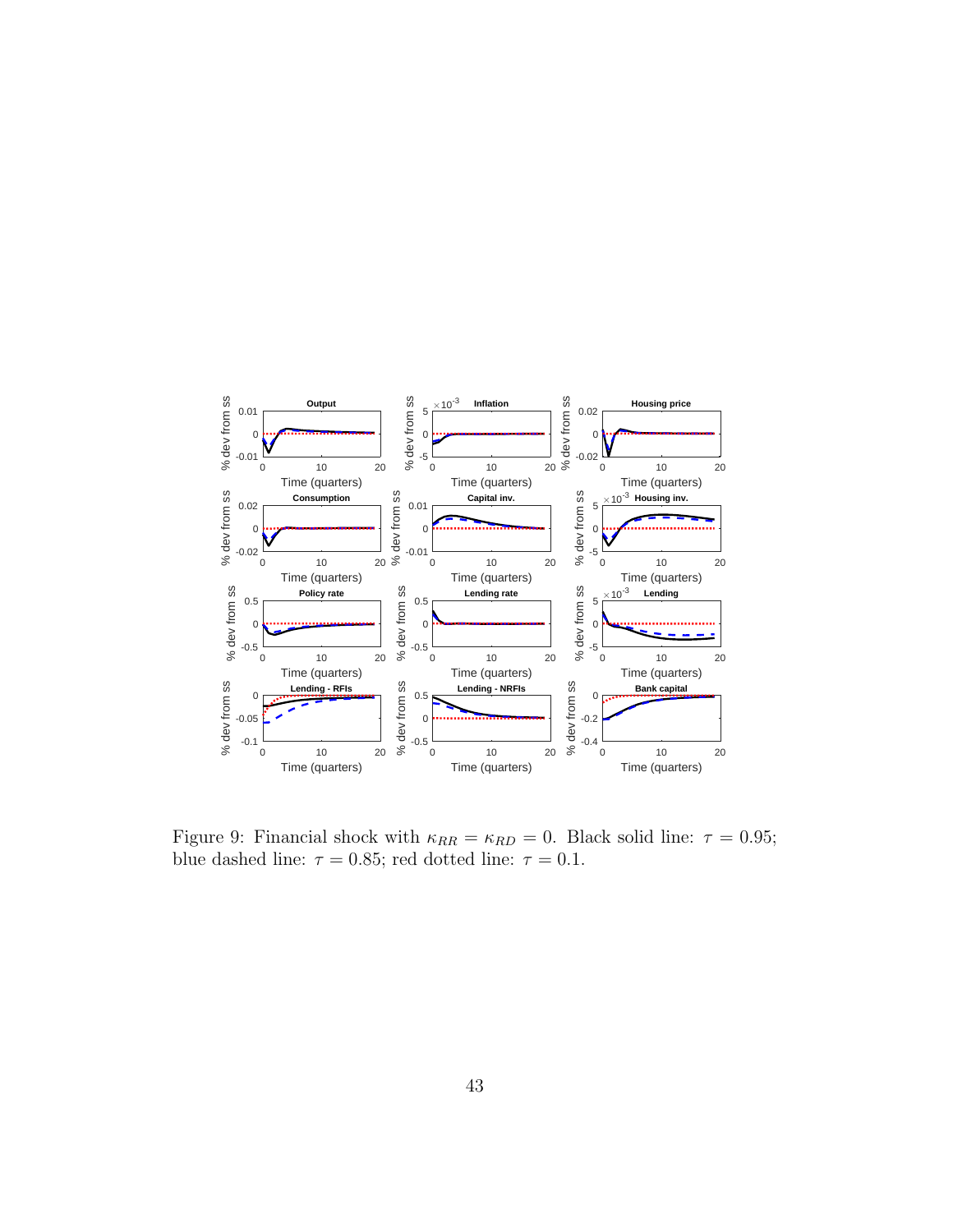Figure 9: Financial shock with $\kappa_{RR} = \kappa_{RD} = 0$. Black solid line: $\tau = 0.95$; blue dashed line: $\tau = 0.85$; red dotted line: $\tau = 0.1$.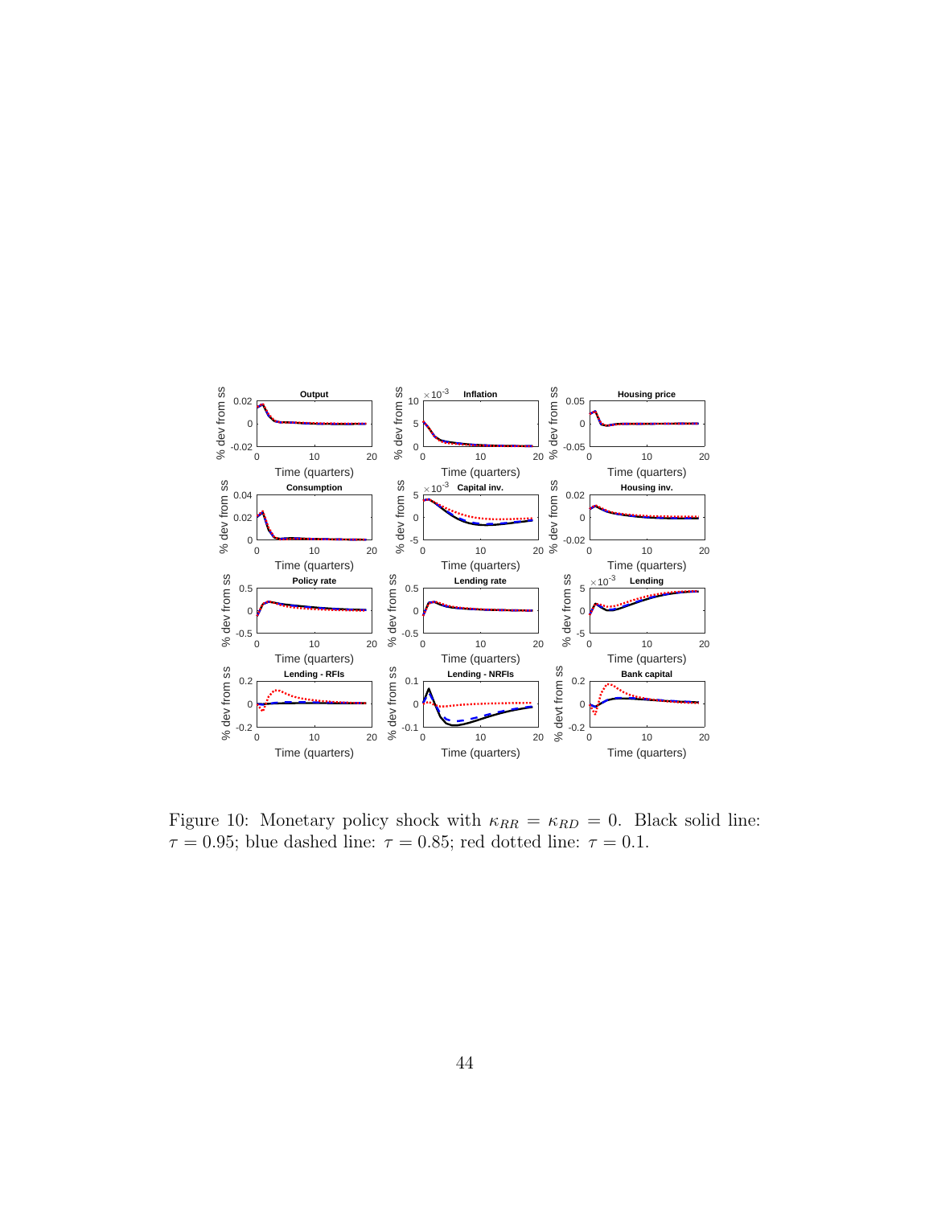Output

% dev from ss

0.02

0

-0.02

0 10 20

Time (quarters)

Inflation

% dev from ss

$\times 10^{-3}$

10

5

0

0 10 20

Time (quarters)

Housing price

% dev from ss

0.05

0

-0.05

0 10 20

Time (quarters)

Consumption

% dev from ss

0.04

0.02

0

0 10 20

Time (quarters)

Capital inv.

% dev from ss

$\times 10^{-3}$

5

0

-5

0 10 20

Time (quarters)

Housing inv.

% dev from ss

0.02

0

-0.02

0 10 20

Time (quarters)

Policy rate

% dev from ss

0.5

0

-0.5

0 10 20

Time (quarters)

Lending rate

% dev from ss

0.5

0

-0.5

0 10 20

Time (quarters)

Lending

% dev from ss

$\times 10^{-3}$

5

0

-5

0 10 20

Time (quarters)

Lending - RFIs

% dev from ss

0.2

0

-0.2

0 10 20

Time (quarters)

Lending - NRFIs

% dev from ss

0.1

0

-0.1

0 10 20

Time (quarters)

Bank capital

% devt from ss

0.2

0

-0.2

0 10 20

Time (quarters)

Figure 10: Monetary policy shock with $\kappa_{RR} = \kappa_{RD} = 0$. Black solid line: $\tau = 0.95$; blue dashed line: $\tau = 0.85$; red dotted line: $\tau = 0.1$.